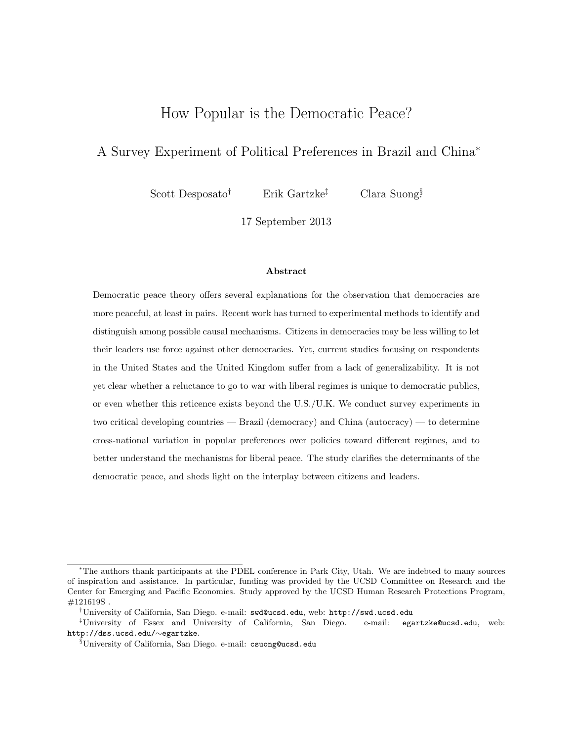# How Popular is the Democratic Peace?

## A Survey Experiment of Political Preferences in Brazil and China*

Scott Desposato† Erik Gartzke‡ Clara Suong§

17 September 2013

### Abstract

Democratic peace theory offers several explanations for the observation that democracies are more peaceful, at least in pairs. Recent work has turned to experimental methods to identify and distinguish among possible causal mechanisms. Citizens in democracies may be less willing to let their leaders use force against other democracies. Yet, current studies focusing on respondents in the United States and the United Kingdom suffer from a lack of generalizability. It is not yet clear whether a reluctance to go to war with liberal regimes is unique to democratic publics, or even whether this reticence exists beyond the U.S./U.K. We conduct survey experiments in two critical developing countries — Brazil (democracy) and China (autocracy) — to determine cross-national variation in popular preferences over policies toward different regimes, and to better understand the mechanisms for liberal peace. The study clarifies the determinants of the democratic peace, and sheds light on the interplay between citizens and leaders.

---

*The authors thank participants at the PDEL conference in Park City, Utah. We are indebted to many sources of inspiration and assistance. In particular, funding was provided by the UCSD Committee on Research and the Center for Emerging and Pacific Economies. Study approved by the UCSD Human Research Protections Program, #121619S .

†University of California, San Diego. e-mail: swd@ucsd.edu, web: http://swd.ucsd.edu

‡University of Essex and University of California, San Diego. e-mail: egartzke@ucsd.edu, web: http://dss.ucsd.edu/∼egartzke.

§University of California, San Diego. e-mail: csuong@ucsd.edu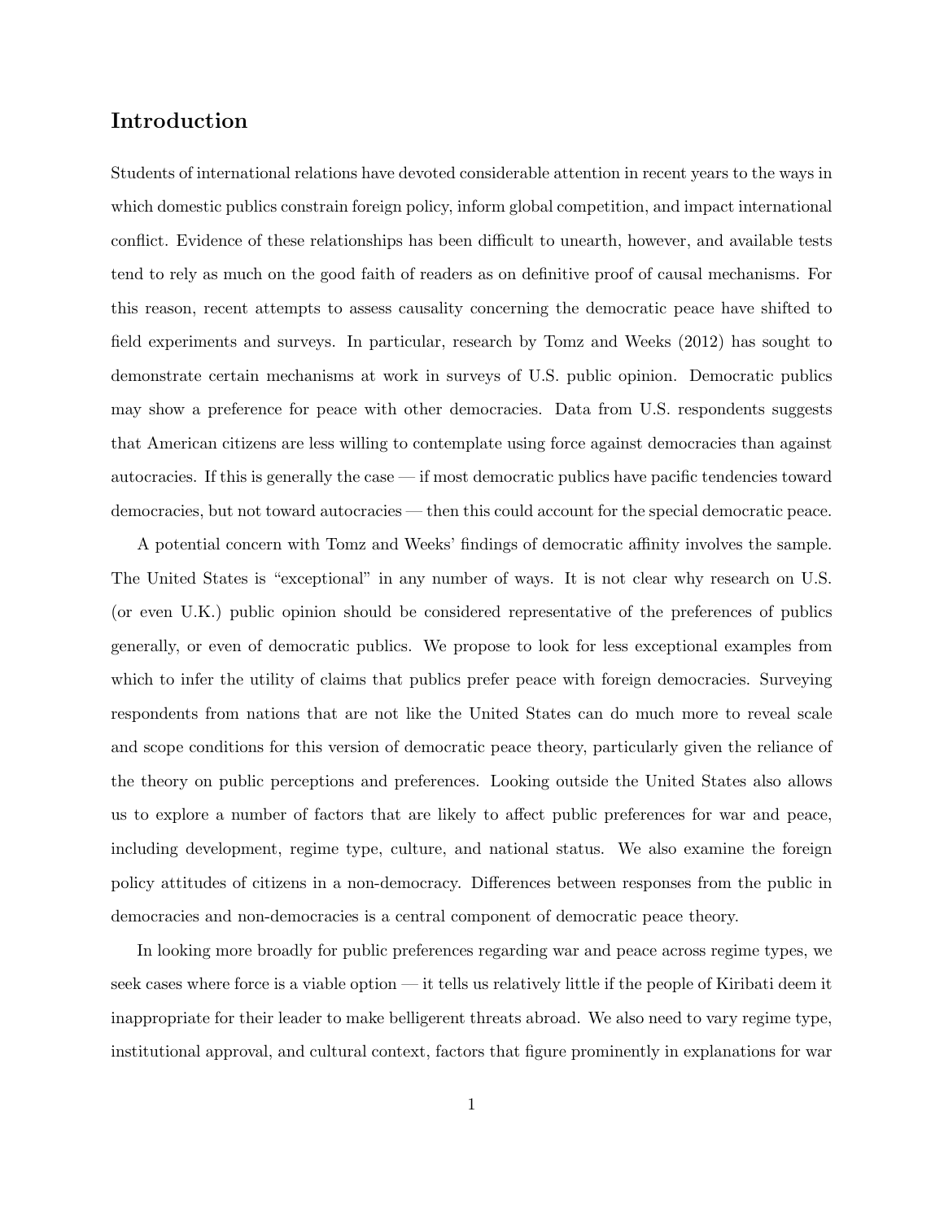## Introduction

Students of international relations have devoted considerable attention in recent years to the ways in which domestic publics constrain foreign policy, inform global competition, and impact international conflict. Evidence of these relationships has been difficult to unearth, however, and available tests tend to rely as much on the good faith of readers as on definitive proof of causal mechanisms. For this reason, recent attempts to assess causality concerning the democratic peace have shifted to field experiments and surveys. In particular, research by Tomz and Weeks (2012) has sought to demonstrate certain mechanisms at work in surveys of U.S. public opinion. Democratic publics may show a preference for peace with other democracies. Data from U.S. respondents suggests that American citizens are less willing to contemplate using force against democracies than against autocracies. If this is generally the case — if most democratic publics have pacific tendencies toward democracies, but not toward autocracies — then this could account for the special democratic peace.

A potential concern with Tomz and Weeks' findings of democratic affinity involves the sample. The United States is "exceptional" in any number of ways. It is not clear why research on U.S. (or even U.K.) public opinion should be considered representative of the preferences of publics generally, or even of democratic publics. We propose to look for less exceptional examples from which to infer the utility of claims that publics prefer peace with foreign democracies. Surveying respondents from nations that are not like the United States can do much more to reveal scale and scope conditions for this version of democratic peace theory, particularly given the reliance of the theory on public perceptions and preferences. Looking outside the United States also allows us to explore a number of factors that are likely to affect public preferences for war and peace, including development, regime type, culture, and national status. We also examine the foreign policy attitudes of citizens in a non-democracy. Differences between responses from the public in democracies and non-democracies is a central component of democratic peace theory.

In looking more broadly for public preferences regarding war and peace across regime types, we seek cases where force is a viable option — it tells us relatively little if the people of Kiribati deem it inappropriate for their leader to make belligerent threats abroad. We also need to vary regime type, institutional approval, and cultural context, factors that figure prominently in explanations for war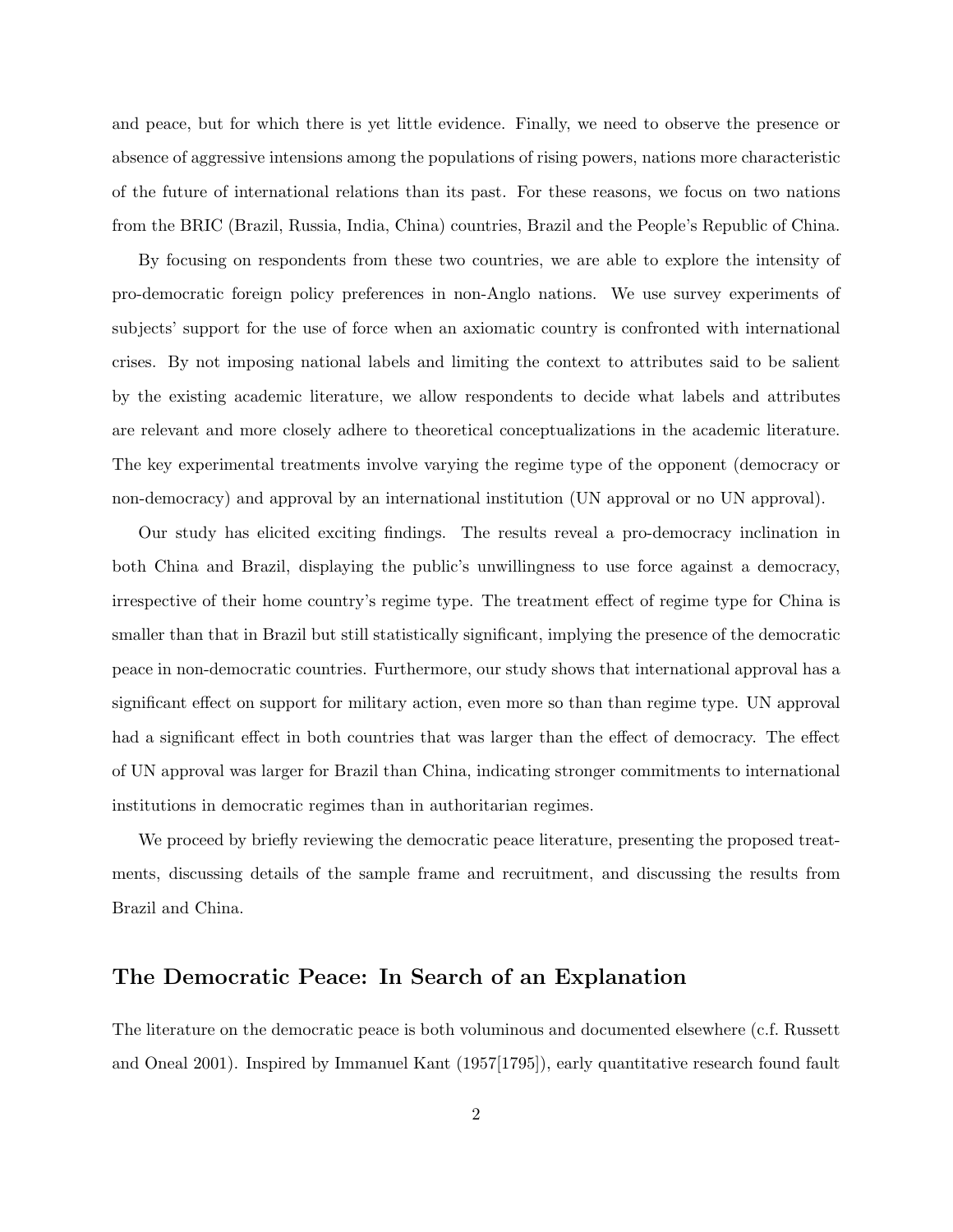and peace, but for which there is yet little evidence. Finally, we need to observe the presence or absence of aggressive intensions among the populations of rising powers, nations more characteristic of the future of international relations than its past. For these reasons, we focus on two nations from the BRIC (Brazil, Russia, India, China) countries, Brazil and the People's Republic of China.

By focusing on respondents from these two countries, we are able to explore the intensity of pro-democratic foreign policy preferences in non-Anglo nations. We use survey experiments of subjects' support for the use of force when an axiomatic country is confronted with international crises. By not imposing national labels and limiting the context to attributes said to be salient by the existing academic literature, we allow respondents to decide what labels and attributes are relevant and more closely adhere to theoretical conceptualizations in the academic literature. The key experimental treatments involve varying the regime type of the opponent (democracy or non-democracy) and approval by an international institution (UN approval or no UN approval).

Our study has elicited exciting findings. The results reveal a pro-democracy inclination in both China and Brazil, displaying the public's unwillingness to use force against a democracy, irrespective of their home country's regime type. The treatment effect of regime type for China is smaller than that in Brazil but still statistically significant, implying the presence of the democratic peace in non-democratic countries. Furthermore, our study shows that international approval has a significant effect on support for military action, even more so than than regime type. UN approval had a significant effect in both countries that was larger than the effect of democracy. The effect of UN approval was larger for Brazil than China, indicating stronger commitments to international institutions in democratic regimes than in authoritarian regimes.

We proceed by briefly reviewing the democratic peace literature, presenting the proposed treatments, discussing details of the sample frame and recruitment, and discussing the results from Brazil and China.

## The Democratic Peace: In Search of an Explanation

The literature on the democratic peace is both voluminous and documented elsewhere (c.f. Russett and Oneal 2001). Inspired by Immanuel Kant (1957[1795]), early quantitative research found fault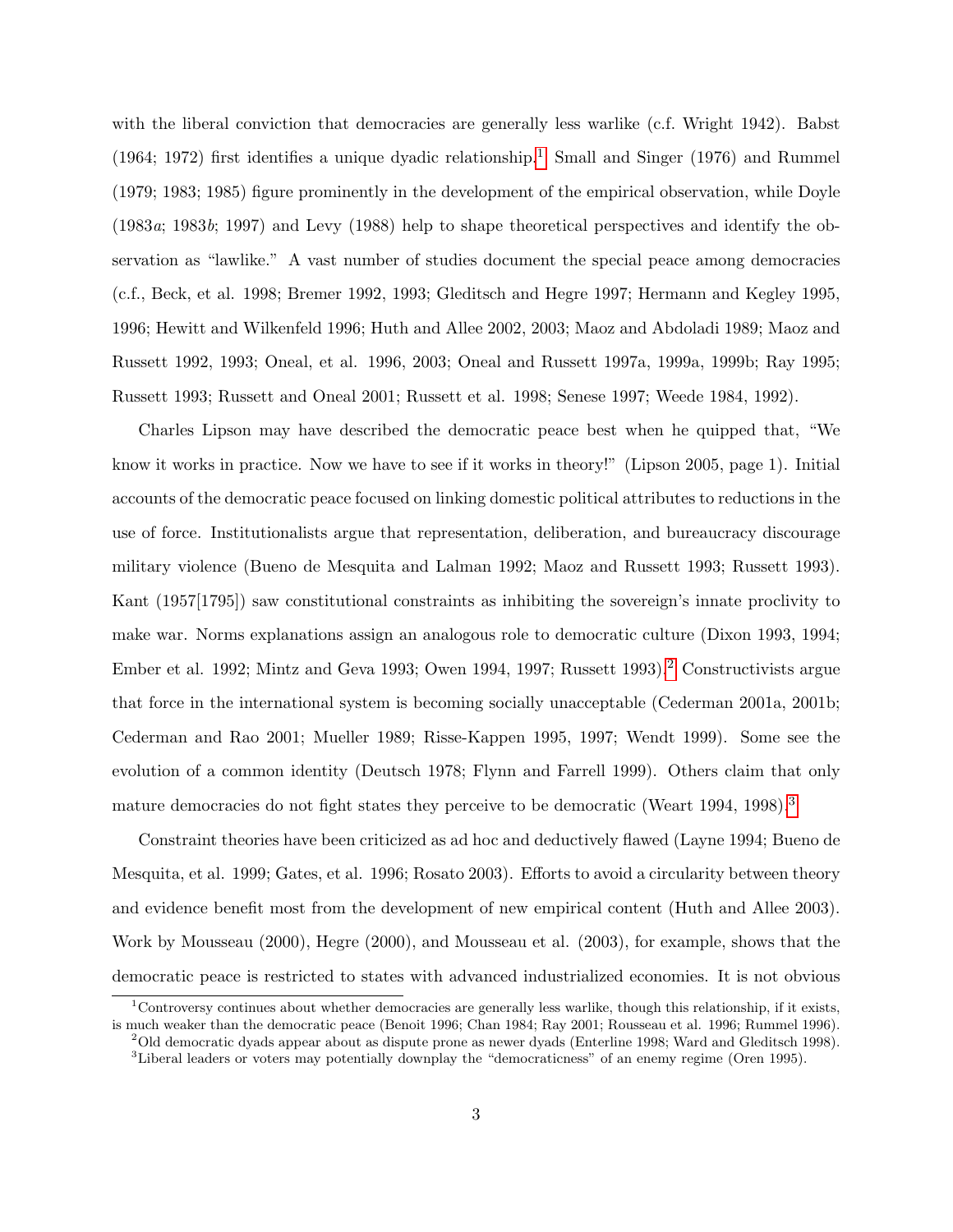with the liberal conviction that democracies are generally less warlike (c.f. Wright 1942). Babst (1964; 1972) first identifies a unique dyadic relationship.[1] Small and Singer (1976) and Rummel (1979; 1983; 1985) figure prominently in the development of the empirical observation, while Doyle (1983*a*; 1983*b*; 1997) and Levy (1988) help to shape theoretical perspectives and identify the observation as "lawlike." A vast number of studies document the special peace among democracies (c.f., Beck, et al. 1998; Bremer 1992, 1993; Gleditsch and Hegre 1997; Hermann and Kegley 1995, 1996; Hewitt and Wilkenfeld 1996; Huth and Allee 2002, 2003; Maoz and Abdoladi 1989; Maoz and Russett 1992, 1993; Oneal, et al. 1996, 2003; Oneal and Russett 1997a, 1999a, 1999b; Ray 1995; Russett 1993; Russett and Oneal 2001; Russett et al. 1998; Senese 1997; Weede 1984, 1992).

Charles Lipson may have described the democratic peace best when he quipped that, "We know it works in practice. Now we have to see if it works in theory!" (Lipson 2005, page 1). Initial accounts of the democratic peace focused on linking domestic political attributes to reductions in the use of force. Institutionalists argue that representation, deliberation, and bureaucracy discourage military violence (Bueno de Mesquita and Lalman 1992; Maoz and Russett 1993; Russett 1993). Kant (1957[1795]) saw constitutional constraints as inhibiting the sovereign's innate proclivity to make war. Norms explanations assign an analogous role to democratic culture (Dixon 1993, 1994; Ember et al. 1992; Mintz and Geva 1993; Owen 1994, 1997; Russett 1993).[2] Constructivists argue that force in the international system is becoming socially unacceptable (Cederman 2001a, 2001b; Cederman and Rao 2001; Mueller 1989; Risse-Kappen 1995, 1997; Wendt 1999). Some see the evolution of a common identity (Deutsch 1978; Flynn and Farrell 1999). Others claim that only mature democracies do not fight states they perceive to be democratic (Weart 1994, 1998).[3]

Constraint theories have been criticized as ad hoc and deductively flawed (Layne 1994; Bueno de Mesquita, et al. 1999; Gates, et al. 1996; Rosato 2003). Efforts to avoid a circularity between theory and evidence benefit most from the development of new empirical content (Huth and Allee 2003). Work by Mousseau (2000), Hegre (2000), and Mousseau et al. (2003), for example, shows that the democratic peace is restricted to states with advanced industrialized economies. It is not obvious

[1] Controversy continues about whether democracies are generally less warlike, though this relationship, if it exists, is much weaker than the democratic peace (Benoit 1996; Chan 1984; Ray 2001; Rousseau et al. 1996; Rummel 1996).

[2] Old democratic dyads appear about as dispute prone as newer dyads (Enterline 1998; Ward and Gleditsch 1998).

[3] Liberal leaders or voters may potentially downplay the "democraticness" of an enemy regime (Oren 1995).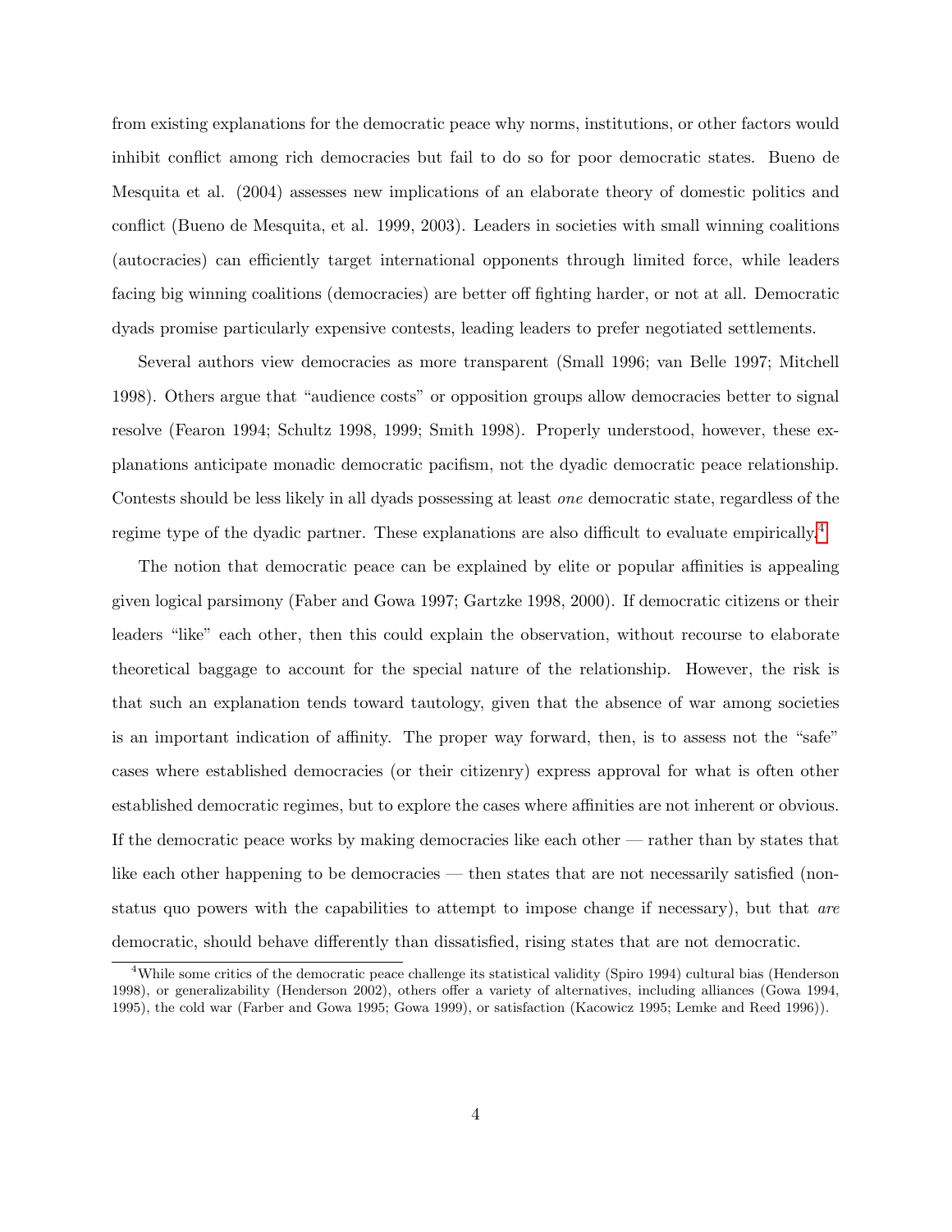from existing explanations for the democratic peace why norms, institutions, or other factors would inhibit conflict among rich democracies but fail to do so for poor democratic states. Bueno de Mesquita et al. (2004) assesses new implications of an elaborate theory of domestic politics and conflict (Bueno de Mesquita, et al. 1999, 2003). Leaders in societies with small winning coalitions (autocracies) can efficiently target international opponents through limited force, while leaders facing big winning coalitions (democracies) are better off fighting harder, or not at all. Democratic dyads promise particularly expensive contests, leading leaders to prefer negotiated settlements.

Several authors view democracies as more transparent (Small 1996; van Belle 1997; Mitchell 1998). Others argue that "audience costs" or opposition groups allow democracies better to signal resolve (Fearon 1994; Schultz 1998, 1999; Smith 1998). Properly understood, however, these explanations anticipate monadic democratic pacifism, not the dyadic democratic peace relationship. Contests should be less likely in all dyads possessing at least *one* democratic state, regardless of the regime type of the dyadic partner. These explanations are also difficult to evaluate empirically.[4]

The notion that democratic peace can be explained by elite or popular affinities is appealing given logical parsimony (Faber and Gowa 1997; Gartzke 1998, 2000). If democratic citizens or their leaders "like" each other, then this could explain the observation, without recourse to elaborate theoretical baggage to account for the special nature of the relationship. However, the risk is that such an explanation tends toward tautology, given that the absence of war among societies is an important indication of affinity. The proper way forward, then, is to assess not the "safe" cases where established democracies (or their citizenry) express approval for what is often other established democratic regimes, but to explore the cases where affinities are not inherent or obvious. If the democratic peace works by making democracies like each other — rather than by states that like each other happening to be democracies — then states that are not necessarily satisfied (non-status quo powers with the capabilities to attempt to impose change if necessary), but that *are* democratic, should behave differently than dissatisfied, rising states that are not democratic.

[4]While some critics of the democratic peace challenge its statistical validity (Spiro 1994) cultural bias (Henderson 1998), or generalizability (Henderson 2002), others offer a variety of alternatives, including alliances (Gowa 1994, 1995), the cold war (Farber and Gowa 1995; Gowa 1999), or satisfaction (Kacowicz 1995; Lemke and Reed 1996)).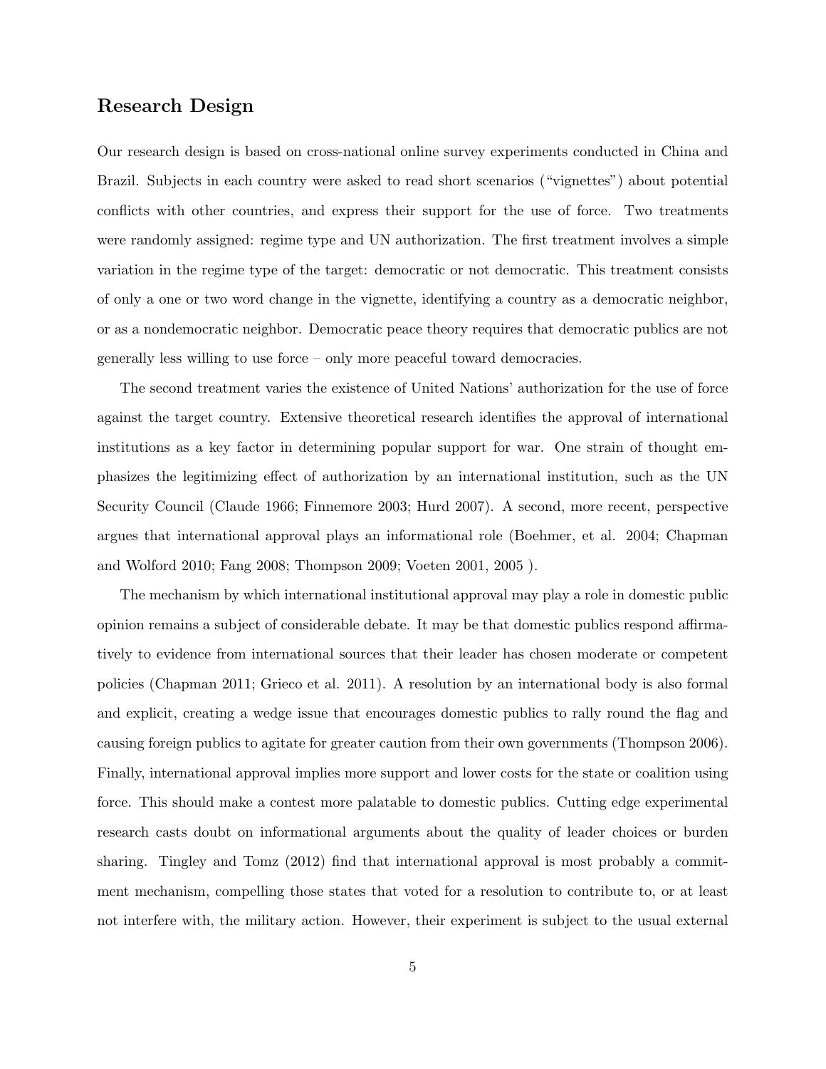## Research Design

Our research design is based on cross-national online survey experiments conducted in China and Brazil. Subjects in each country were asked to read short scenarios ("vignettes") about potential conflicts with other countries, and express their support for the use of force. Two treatments were randomly assigned: regime type and UN authorization. The first treatment involves a simple variation in the regime type of the target: democratic or not democratic. This treatment consists of only a one or two word change in the vignette, identifying a country as a democratic neighbor, or as a nondemocratic neighbor. Democratic peace theory requires that democratic publics are not generally less willing to use force – only more peaceful toward democracies.

The second treatment varies the existence of United Nations' authorization for the use of force against the target country. Extensive theoretical research identifies the approval of international institutions as a key factor in determining popular support for war. One strain of thought emphasizes the legitimizing effect of authorization by an international institution, such as the UN Security Council (Claude 1966; Finnemore 2003; Hurd 2007). A second, more recent, perspective argues that international approval plays an informational role (Boehmer, et al. 2004; Chapman and Wolford 2010; Fang 2008; Thompson 2009; Voeten 2001, 2005 ).

The mechanism by which international institutional approval may play a role in domestic public opinion remains a subject of considerable debate. It may be that domestic publics respond affirmatively to evidence from international sources that their leader has chosen moderate or competent policies (Chapman 2011; Grieco et al. 2011). A resolution by an international body is also formal and explicit, creating a wedge issue that encourages domestic publics to rally round the flag and causing foreign publics to agitate for greater caution from their own governments (Thompson 2006). Finally, international approval implies more support and lower costs for the state or coalition using force. This should make a contest more palatable to domestic publics. Cutting edge experimental research casts doubt on informational arguments about the quality of leader choices or burden sharing. Tingley and Tomz (2012) find that international approval is most probably a commitment mechanism, compelling those states that voted for a resolution to contribute to, or at least not interfere with, the military action. However, their experiment is subject to the usual external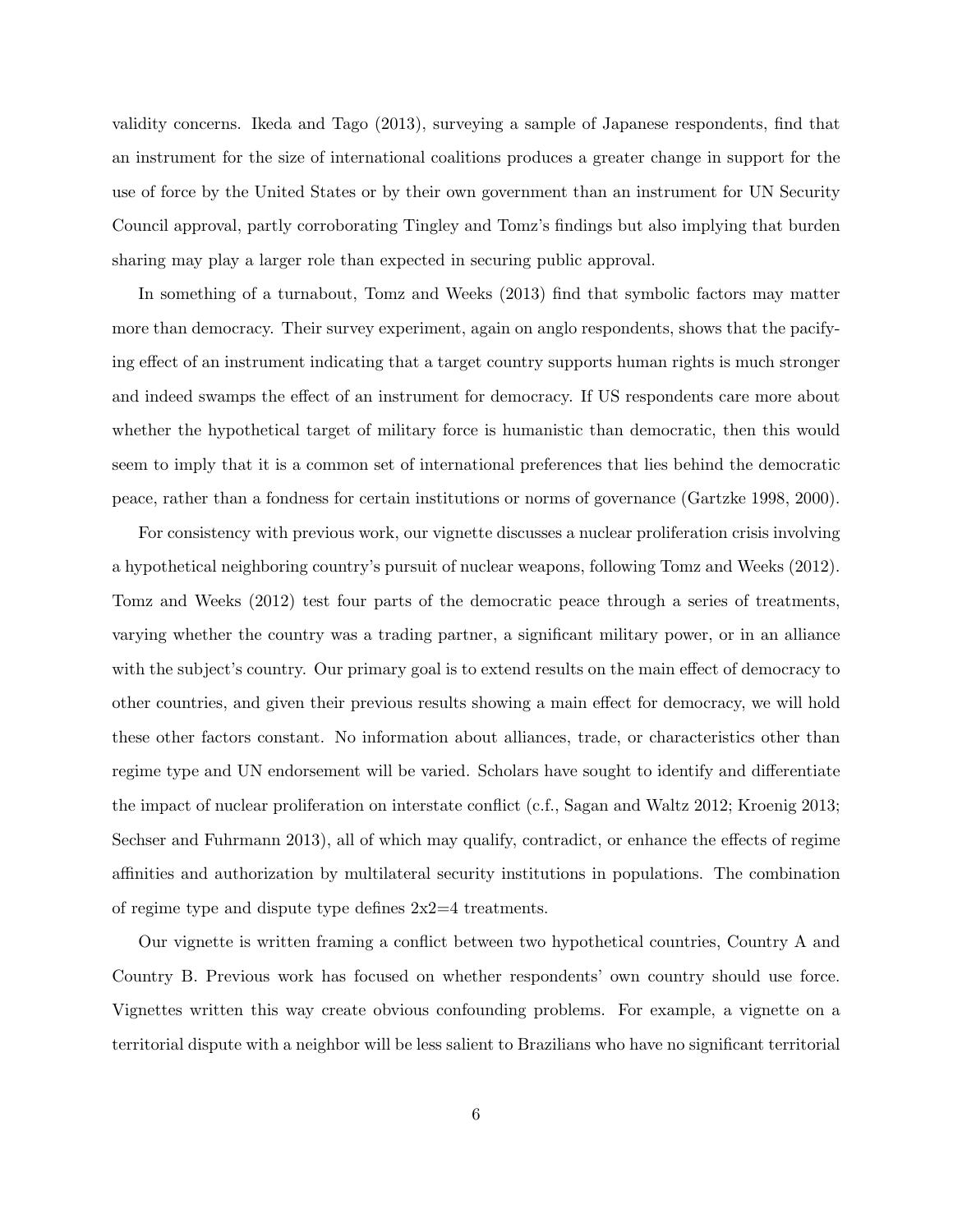validity concerns. Ikeda and Tago (2013), surveying a sample of Japanese respondents, find that an instrument for the size of international coalitions produces a greater change in support for the use of force by the United States or by their own government than an instrument for UN Security Council approval, partly corroborating Tingley and Tomz's findings but also implying that burden sharing may play a larger role than expected in securing public approval.

In something of a turnabout, Tomz and Weeks (2013) find that symbolic factors may matter more than democracy. Their survey experiment, again on anglo respondents, shows that the pacifying effect of an instrument indicating that a target country supports human rights is much stronger and indeed swamps the effect of an instrument for democracy. If US respondents care more about whether the hypothetical target of military force is humanistic than democratic, then this would seem to imply that it is a common set of international preferences that lies behind the democratic peace, rather than a fondness for certain institutions or norms of governance (Gartzke 1998, 2000).

For consistency with previous work, our vignette discusses a nuclear proliferation crisis involving a hypothetical neighboring country's pursuit of nuclear weapons, following Tomz and Weeks (2012). Tomz and Weeks (2012) test four parts of the democratic peace through a series of treatments, varying whether the country was a trading partner, a significant military power, or in an alliance with the subject's country. Our primary goal is to extend results on the main effect of democracy to other countries, and given their previous results showing a main effect for democracy, we will hold these other factors constant. No information about alliances, trade, or characteristics other than regime type and UN endorsement will be varied. Scholars have sought to identify and differentiate the impact of nuclear proliferation on interstate conflict (c.f., Sagan and Waltz 2012; Kroenig 2013; Sechser and Fuhrmann 2013), all of which may qualify, contradict, or enhance the effects of regime affinities and authorization by multilateral security institutions in populations. The combination of regime type and dispute type defines 2x2=4 treatments.

Our vignette is written framing a conflict between two hypothetical countries, Country A and Country B. Previous work has focused on whether respondents' own country should use force. Vignettes written this way create obvious confounding problems. For example, a vignette on a territorial dispute with a neighbor will be less salient to Brazilians who have no significant territorial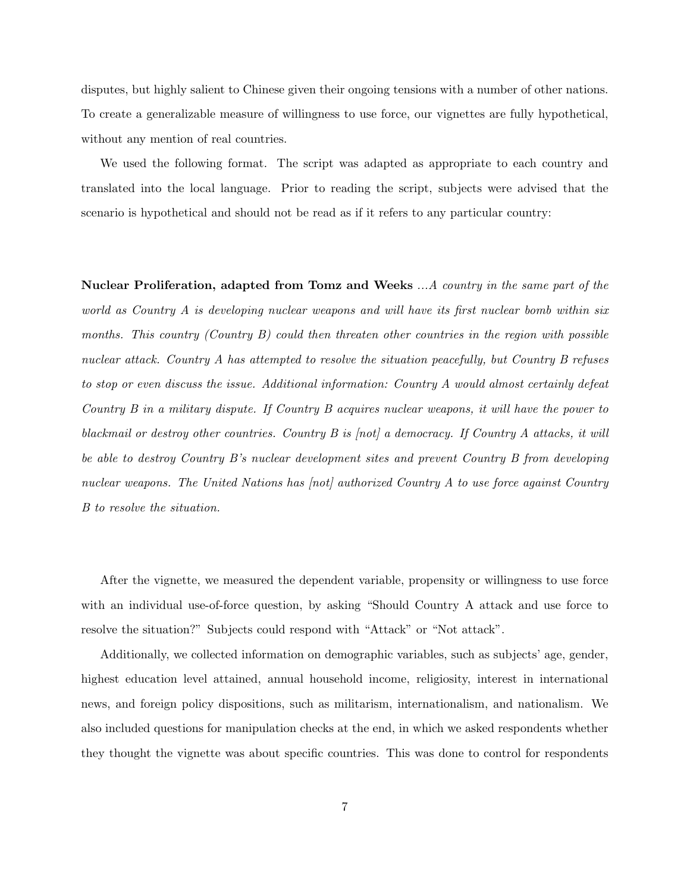disputes, but highly salient to Chinese given their ongoing tensions with a number of other nations. To create a generalizable measure of willingness to use force, our vignettes are fully hypothetical, without any mention of real countries.

We used the following format. The script was adapted as appropriate to each country and translated into the local language. Prior to reading the script, subjects were advised that the scenario is hypothetical and should not be read as if it refers to any particular country:

**Nuclear Proliferation, adapted from Tomz and Weeks** *...A country in the same part of the world as Country A is developing nuclear weapons and will have its first nuclear bomb within six months. This country (Country B) could then threaten other countries in the region with possible nuclear attack. Country A has attempted to resolve the situation peacefully, but Country B refuses to stop or even discuss the issue. Additional information: Country A would almost certainly defeat Country B in a military dispute. If Country B acquires nuclear weapons, it will have the power to blackmail or destroy other countries. Country B is [not] a democracy. If Country A attacks, it will be able to destroy Country B's nuclear development sites and prevent Country B from developing nuclear weapons. The United Nations has [not] authorized Country A to use force against Country B to resolve the situation.*

After the vignette, we measured the dependent variable, propensity or willingness to use force with an individual use-of-force question, by asking "Should Country A attack and use force to resolve the situation?" Subjects could respond with "Attack" or "Not attack".

Additionally, we collected information on demographic variables, such as subjects' age, gender, highest education level attained, annual household income, religiosity, interest in international news, and foreign policy dispositions, such as militarism, internationalism, and nationalism. We also included questions for manipulation checks at the end, in which we asked respondents whether they thought the vignette was about specific countries. This was done to control for respondents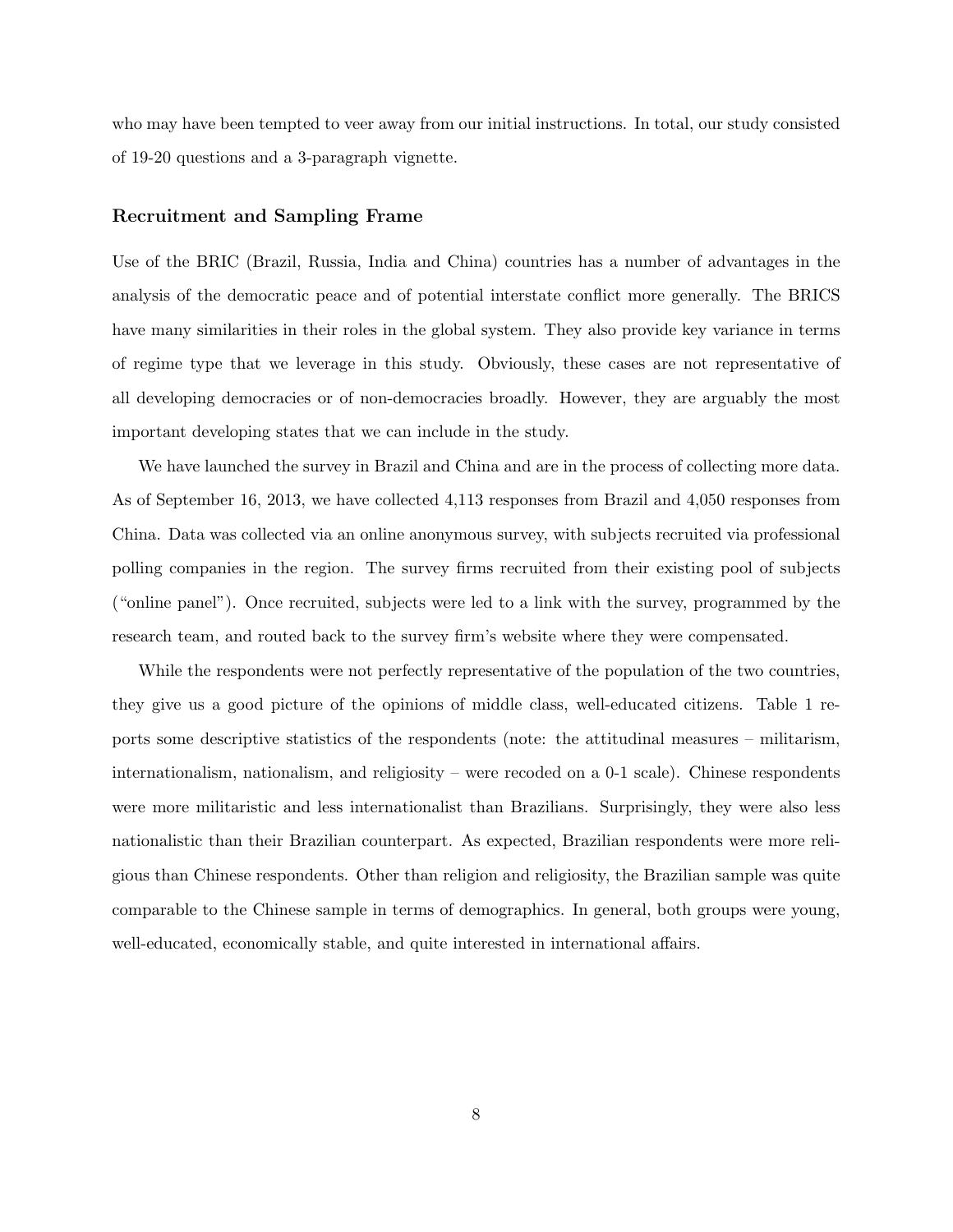who may have been tempted to veer away from our initial instructions. In total, our study consisted of 19-20 questions and a 3-paragraph vignette.

### Recruitment and Sampling Frame

Use of the BRIC (Brazil, Russia, India and China) countries has a number of advantages in the analysis of the democratic peace and of potential interstate conflict more generally. The BRICS have many similarities in their roles in the global system. They also provide key variance in terms of regime type that we leverage in this study. Obviously, these cases are not representative of all developing democracies or of non-democracies broadly. However, they are arguably the most important developing states that we can include in the study.

We have launched the survey in Brazil and China and are in the process of collecting more data. As of September 16, 2013, we have collected 4,113 responses from Brazil and 4,050 responses from China. Data was collected via an online anonymous survey, with subjects recruited via professional polling companies in the region. The survey firms recruited from their existing pool of subjects ("online panel"). Once recruited, subjects were led to a link with the survey, programmed by the research team, and routed back to the survey firm's website where they were compensated.

While the respondents were not perfectly representative of the population of the two countries, they give us a good picture of the opinions of middle class, well-educated citizens. Table 1 reports some descriptive statistics of the respondents (note: the attitudinal measures – militarism, internationalism, nationalism, and religiosity – were recoded on a 0-1 scale). Chinese respondents were more militaristic and less internationalist than Brazilians. Surprisingly, they were also less nationalistic than their Brazilian counterpart. As expected, Brazilian respondents were more religious than Chinese respondents. Other than religion and religiosity, the Brazilian sample was quite comparable to the Chinese sample in terms of demographics. In general, both groups were young, well-educated, economically stable, and quite interested in international affairs.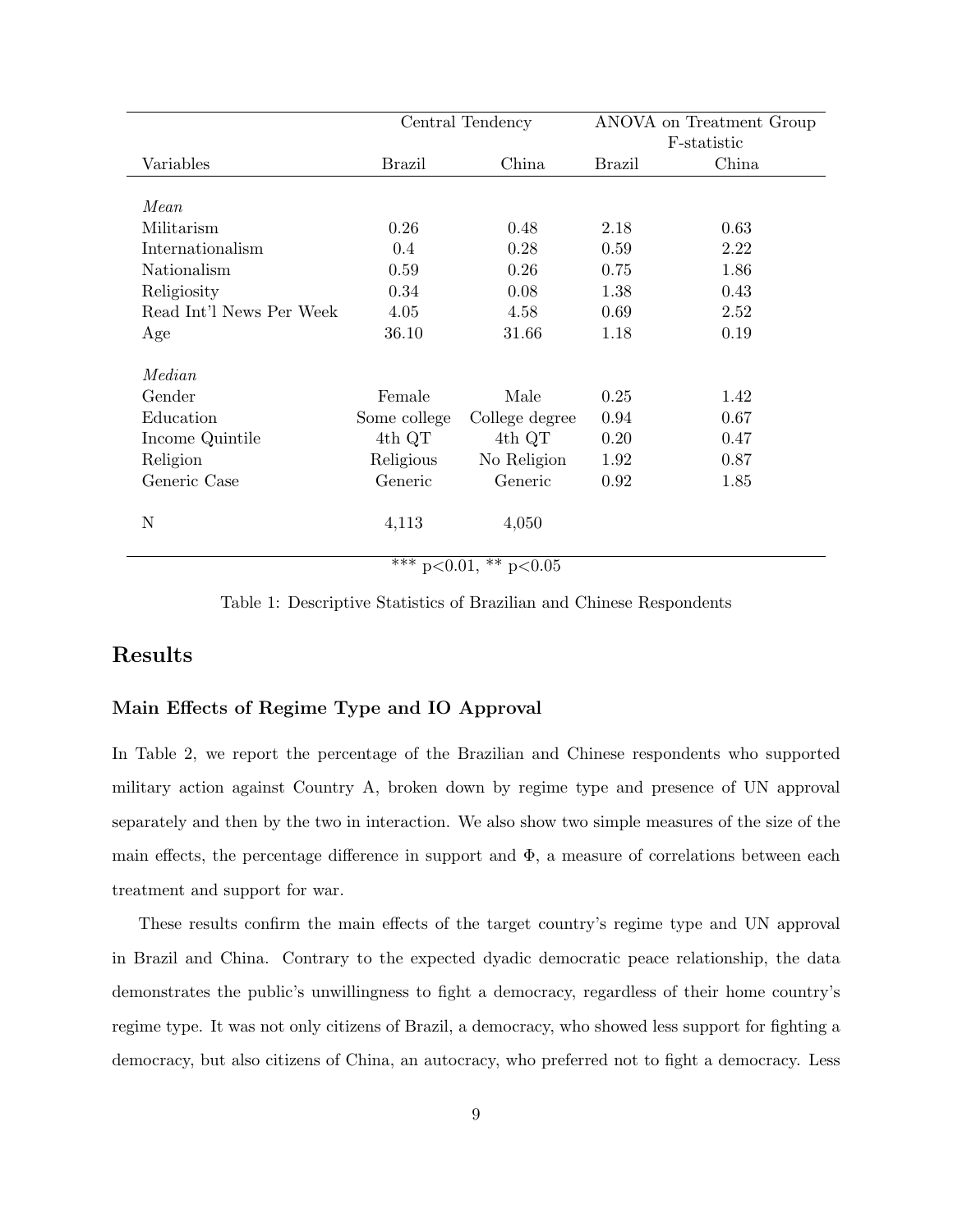| | Central Tendency | | ANOVA on Treatment Group F-statistic | |
|---|---|---|---|---|
| Variables | Brazil | China | Brazil | China |
| *Mean* | | | | |
| Militarism | 0.26 | 0.48 | 2.18 | 0.63 |
| Internationalism | 0.4 | 0.28 | 0.59 | 2.22 |
| Nationalism | 0.59 | 0.26 | 0.75 | 1.86 |
| Religiosity | 0.34 | 0.08 | 1.38 | 0.43 |
| Read Int'l News Per Week | 4.05 | 4.58 | 0.69 | 2.52 |
| Age | 36.10 | 31.66 | 1.18 | 0.19 |
| *Median* | | | | |
| Gender | Female | Male | 0.25 | 1.42 |
| Education | Some college | College degree | 0.94 | 0.67 |
| Income Quintile | 4th QT | 4th QT | 0.20 | 0.47 |
| Religion | Religious | No Religion | 1.92 | 0.87 |
| Generic Case | Generic | Generic | 0.92 | 1.85 |
| N | 4,113 | 4,050 | | |

*** $p<0.01$, ** $p<0.05$

Table 1: Descriptive Statistics of Brazilian and Chinese Respondents

## Results

### Main Effects of Regime Type and IO Approval

In Table 2, we report the percentage of the Brazilian and Chinese respondents who supported military action against Country A, broken down by regime type and presence of UN approval separately and then by the two in interaction. We also show two simple measures of the size of the main effects, the percentage difference in support and $\Phi$, a measure of correlations between each treatment and support for war.

These results confirm the main effects of the target country's regime type and UN approval in Brazil and China. Contrary to the expected dyadic democratic peace relationship, the data demonstrates the public's unwillingness to fight a democracy, regardless of their home country's regime type. It was not only citizens of Brazil, a democracy, who showed less support for fighting a democracy, but also citizens of China, an autocracy, who preferred not to fight a democracy. Less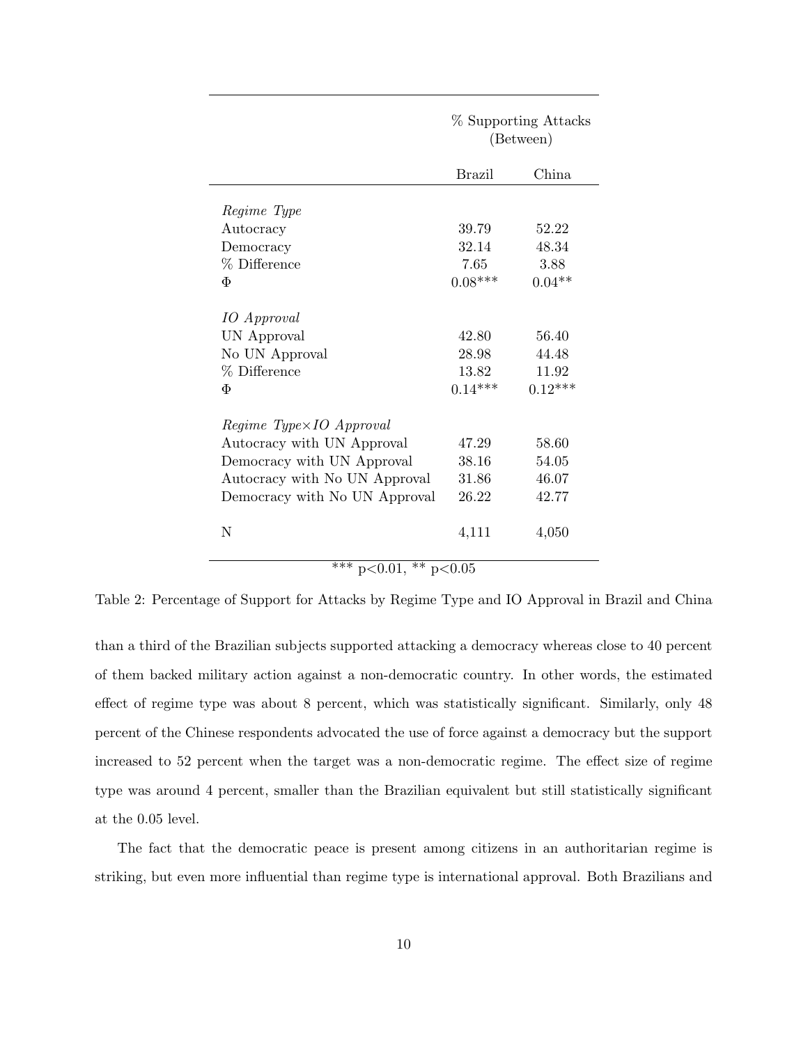| | % Supporting Attacks (Between) | |
|---|---|---|
| | Brazil | China |
| *Regime Type* | | |
| Autocracy | 39.79 | 52.22 |
| Democracy | 32.14 | 48.34 |
| % Difference | 7.65 | 3.88 |
| $\Phi$ | 0.08*** | 0.04** |
| *IO Approval* | | |
| UN Approval | 42.80 | 56.40 |
| No UN Approval | 28.98 | 44.48 |
| % Difference | 13.82 | 11.92 |
| $\Phi$ | 0.14*** | 0.12*** |
| *Regime Type×IO Approval* | | |
| Autocracy with UN Approval | 47.29 | 58.60 |
| Democracy with UN Approval | 38.16 | 54.05 |
| Autocracy with No UN Approval | 31.86 | 46.07 |
| Democracy with No UN Approval | 26.22 | 42.77 |
| N | 4,111 | 4,050 |

*** p<0.01, ** p<0.05

Table 2: Percentage of Support for Attacks by Regime Type and IO Approval in Brazil and China

than a third of the Brazilian subjects supported attacking a democracy whereas close to 40 percent of them backed military action against a non-democratic country. In other words, the estimated effect of regime type was about 8 percent, which was statistically significant. Similarly, only 48 percent of the Chinese respondents advocated the use of force against a democracy but the support increased to 52 percent when the target was a non-democratic regime. The effect size of regime type was around 4 percent, smaller than the Brazilian equivalent but still statistically significant at the 0.05 level.

The fact that the democratic peace is present among citizens in an authoritarian regime is striking, but even more influential than regime type is international approval. Both Brazilians and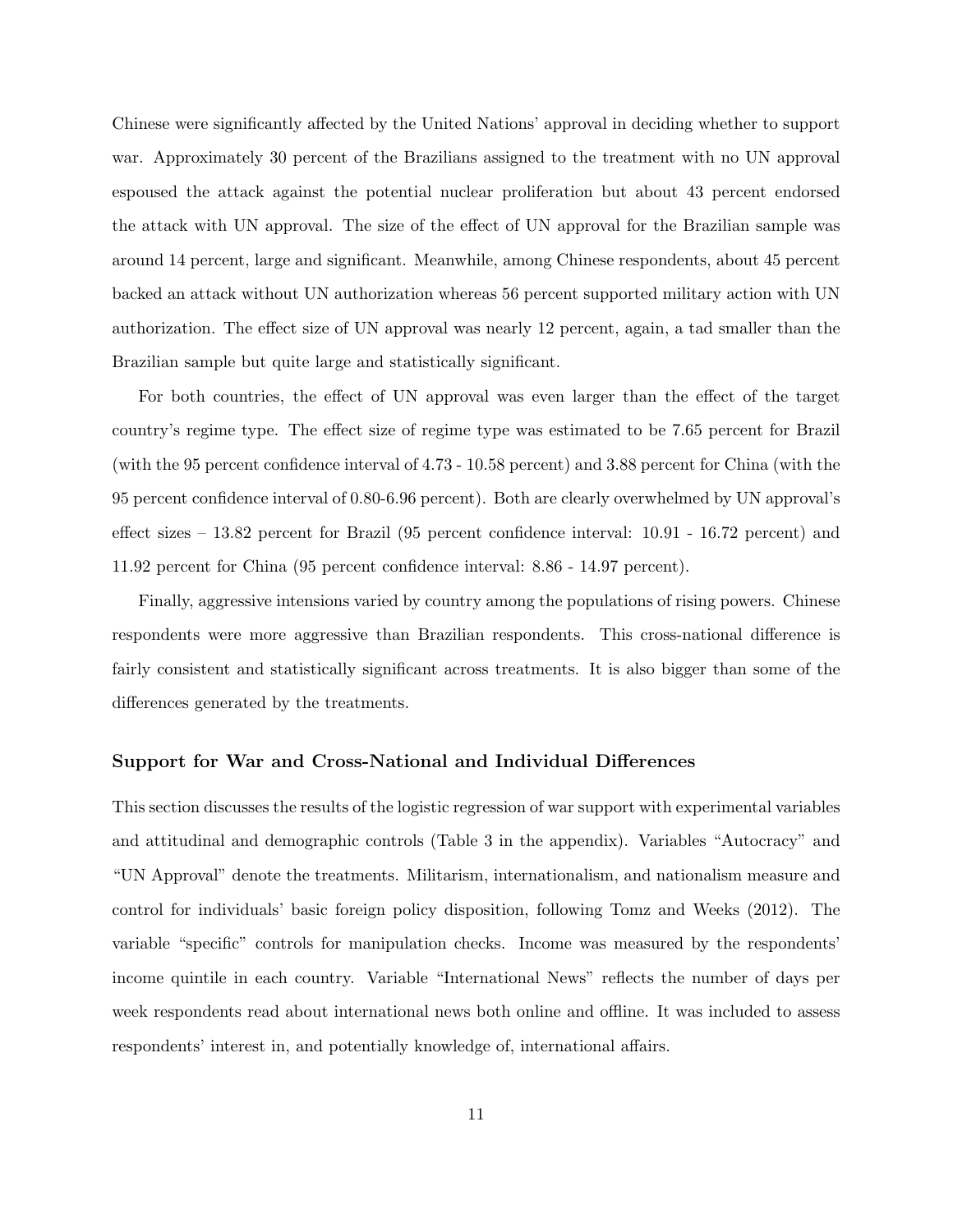Chinese were significantly affected by the United Nations' approval in deciding whether to support war. Approximately 30 percent of the Brazilians assigned to the treatment with no UN approval espoused the attack against the potential nuclear proliferation but about 43 percent endorsed the attack with UN approval. The size of the effect of UN approval for the Brazilian sample was around 14 percent, large and significant. Meanwhile, among Chinese respondents, about 45 percent backed an attack without UN authorization whereas 56 percent supported military action with UN authorization. The effect size of UN approval was nearly 12 percent, again, a tad smaller than the Brazilian sample but quite large and statistically significant.

For both countries, the effect of UN approval was even larger than the effect of the target country's regime type. The effect size of regime type was estimated to be 7.65 percent for Brazil (with the 95 percent confidence interval of 4.73 - 10.58 percent) and 3.88 percent for China (with the 95 percent confidence interval of 0.80-6.96 percent). Both are clearly overwhelmed by UN approval's effect sizes – 13.82 percent for Brazil (95 percent confidence interval: 10.91 - 16.72 percent) and 11.92 percent for China (95 percent confidence interval: 8.86 - 14.97 percent).

Finally, aggressive intensions varied by country among the populations of rising powers. Chinese respondents were more aggressive than Brazilian respondents. This cross-national difference is fairly consistent and statistically significant across treatments. It is also bigger than some of the differences generated by the treatments.

### Support for War and Cross-National and Individual Differences

This section discusses the results of the logistic regression of war support with experimental variables and attitudinal and demographic controls (Table 3 in the appendix). Variables "Autocracy" and "UN Approval" denote the treatments. Militarism, internationalism, and nationalism measure and control for individuals' basic foreign policy disposition, following Tomz and Weeks (2012). The variable "specific" controls for manipulation checks. Income was measured by the respondents' income quintile in each country. Variable "International News" reflects the number of days per week respondents read about international news both online and offline. It was included to assess respondents' interest in, and potentially knowledge of, international affairs.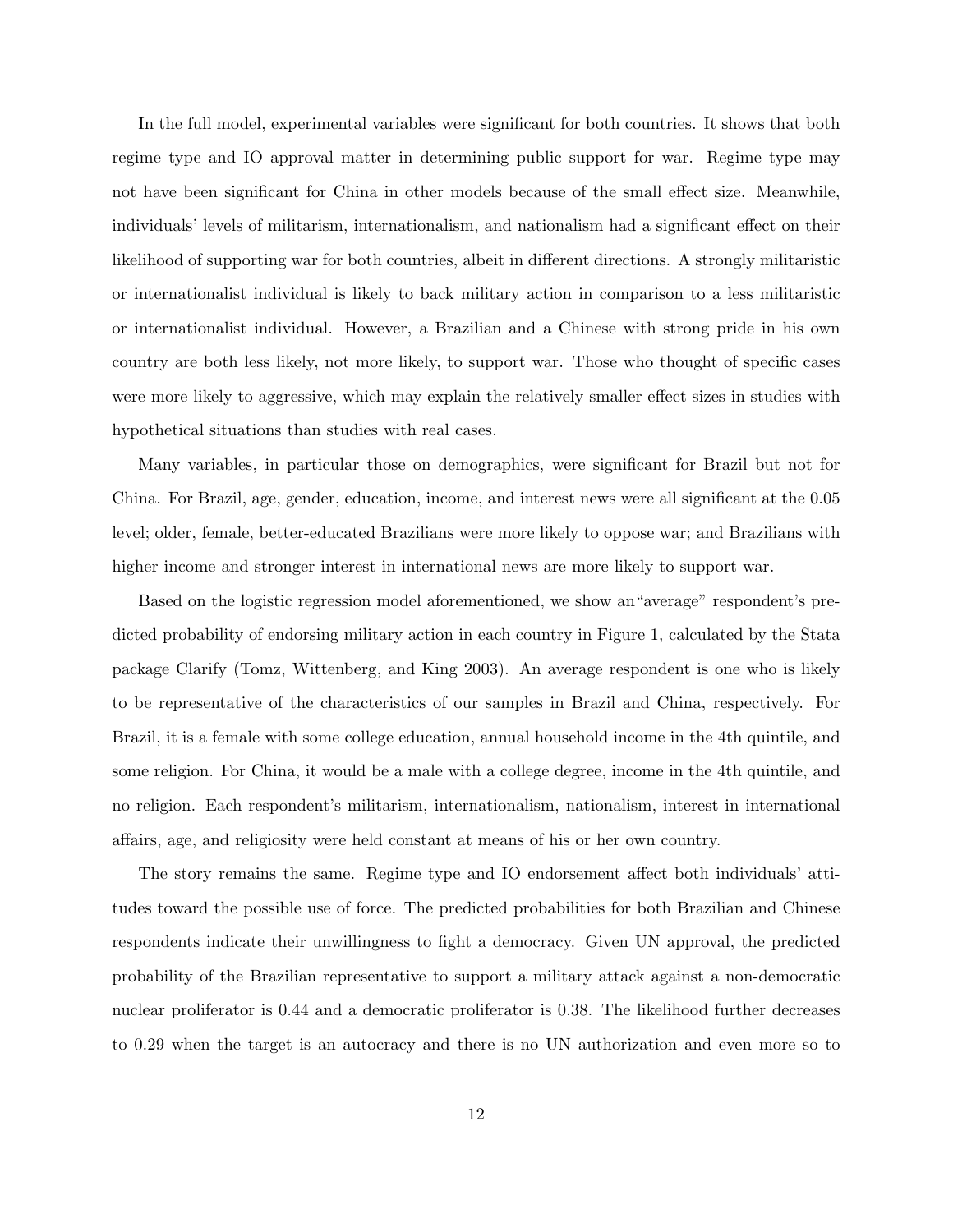In the full model, experimental variables were significant for both countries. It shows that both regime type and IO approval matter in determining public support for war. Regime type may not have been significant for China in other models because of the small effect size. Meanwhile, individuals' levels of militarism, internationalism, and nationalism had a significant effect on their likelihood of supporting war for both countries, albeit in different directions. A strongly militaristic or internationalist individual is likely to back military action in comparison to a less militaristic or internationalist individual. However, a Brazilian and a Chinese with strong pride in his own country are both less likely, not more likely, to support war. Those who thought of specific cases were more likely to aggressive, which may explain the relatively smaller effect sizes in studies with hypothetical situations than studies with real cases.

Many variables, in particular those on demographics, were significant for Brazil but not for China. For Brazil, age, gender, education, income, and interest news were all significant at the 0.05 level; older, female, better-educated Brazilians were more likely to oppose war; and Brazilians with higher income and stronger interest in international news are more likely to support war.

Based on the logistic regression model aforementioned, we show an"average" respondent's predicted probability of endorsing military action in each country in Figure 1, calculated by the Stata package Clarify (Tomz, Wittenberg, and King 2003). An average respondent is one who is likely to be representative of the characteristics of our samples in Brazil and China, respectively. For Brazil, it is a female with some college education, annual household income in the 4th quintile, and some religion. For China, it would be a male with a college degree, income in the 4th quintile, and no religion. Each respondent's militarism, internationalism, nationalism, interest in international affairs, age, and religiosity were held constant at means of his or her own country.

The story remains the same. Regime type and IO endorsement affect both individuals' attitudes toward the possible use of force. The predicted probabilities for both Brazilian and Chinese respondents indicate their unwillingness to fight a democracy. Given UN approval, the predicted probability of the Brazilian representative to support a military attack against a non-democratic nuclear proliferator is 0.44 and a democratic proliferator is 0.38. The likelihood further decreases to 0.29 when the target is an autocracy and there is no UN authorization and even more so to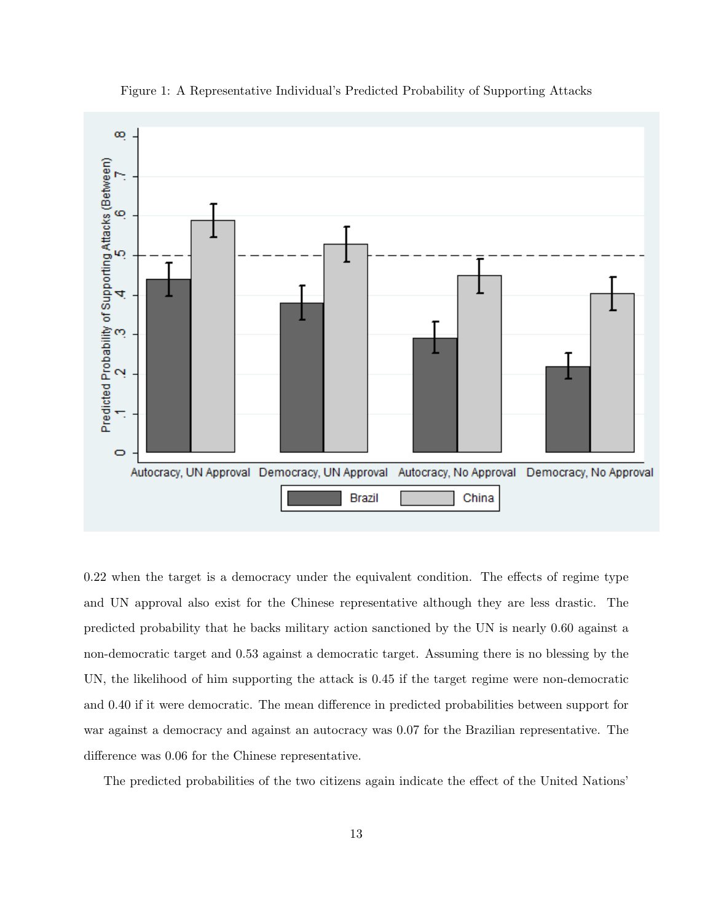Figure 1: A Representative Individual's Predicted Probability of Supporting Attacks

0.22 when the target is a democracy under the equivalent condition. The effects of regime type and UN approval also exist for the Chinese representative although they are less drastic. The predicted probability that he backs military action sanctioned by the UN is nearly 0.60 against a non-democratic target and 0.53 against a democratic target. Assuming there is no blessing by the UN, the likelihood of him supporting the attack is 0.45 if the target regime were non-democratic and 0.40 if it were democratic. The mean difference in predicted probabilities between support for war against a democracy and against an autocracy was 0.07 for the Brazilian representative. The difference was 0.06 for the Chinese representative.

The predicted probabilities of the two citizens again indicate the effect of the United Nations'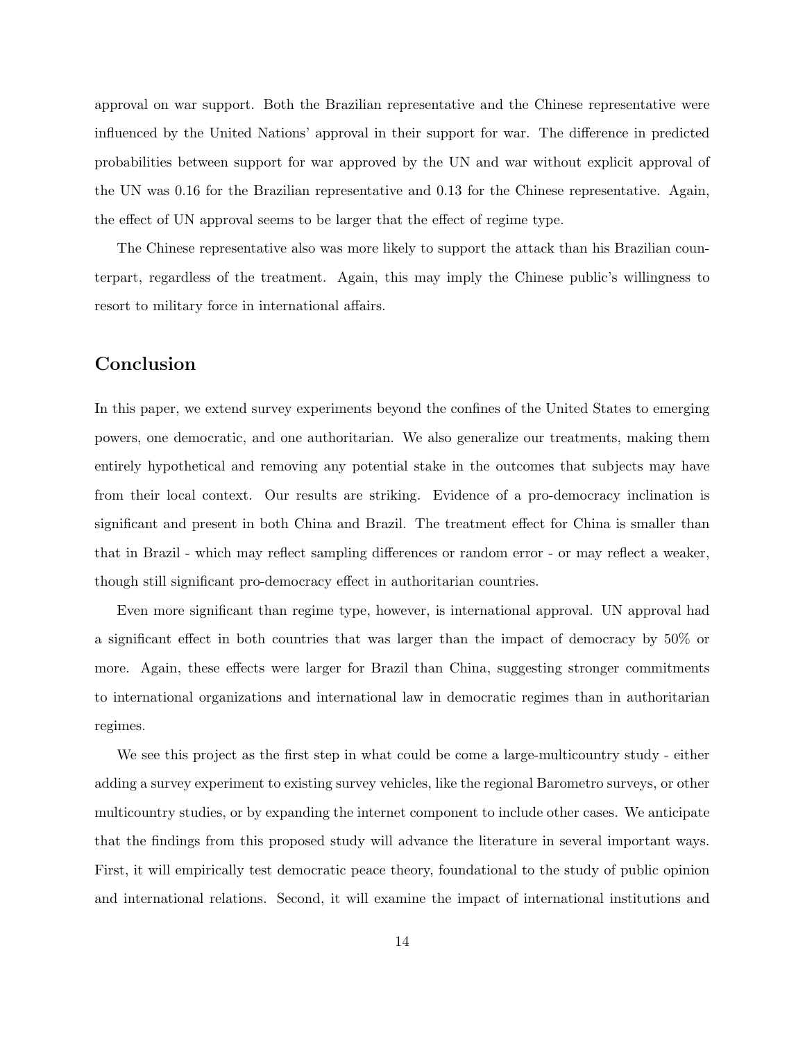approval on war support. Both the Brazilian representative and the Chinese representative were influenced by the United Nations' approval in their support for war. The difference in predicted probabilities between support for war approved by the UN and war without explicit approval of the UN was 0.16 for the Brazilian representative and 0.13 for the Chinese representative. Again, the effect of UN approval seems to be larger that the effect of regime type.

The Chinese representative also was more likely to support the attack than his Brazilian counterpart, regardless of the treatment. Again, this may imply the Chinese public's willingness to resort to military force in international affairs.

## Conclusion

In this paper, we extend survey experiments beyond the confines of the United States to emerging powers, one democratic, and one authoritarian. We also generalize our treatments, making them entirely hypothetical and removing any potential stake in the outcomes that subjects may have from their local context. Our results are striking. Evidence of a pro-democracy inclination is significant and present in both China and Brazil. The treatment effect for China is smaller than that in Brazil - which may reflect sampling differences or random error - or may reflect a weaker, though still significant pro-democracy effect in authoritarian countries.

Even more significant than regime type, however, is international approval. UN approval had a significant effect in both countries that was larger than the impact of democracy by 50% or more. Again, these effects were larger for Brazil than China, suggesting stronger commitments to international organizations and international law in democratic regimes than in authoritarian regimes.

We see this project as the first step in what could be come a large-multicountry study - either adding a survey experiment to existing survey vehicles, like the regional Barometro surveys, or other multicountry studies, or by expanding the internet component to include other cases. We anticipate that the findings from this proposed study will advance the literature in several important ways. First, it will empirically test democratic peace theory, foundational to the study of public opinion and international relations. Second, it will examine the impact of international institutions and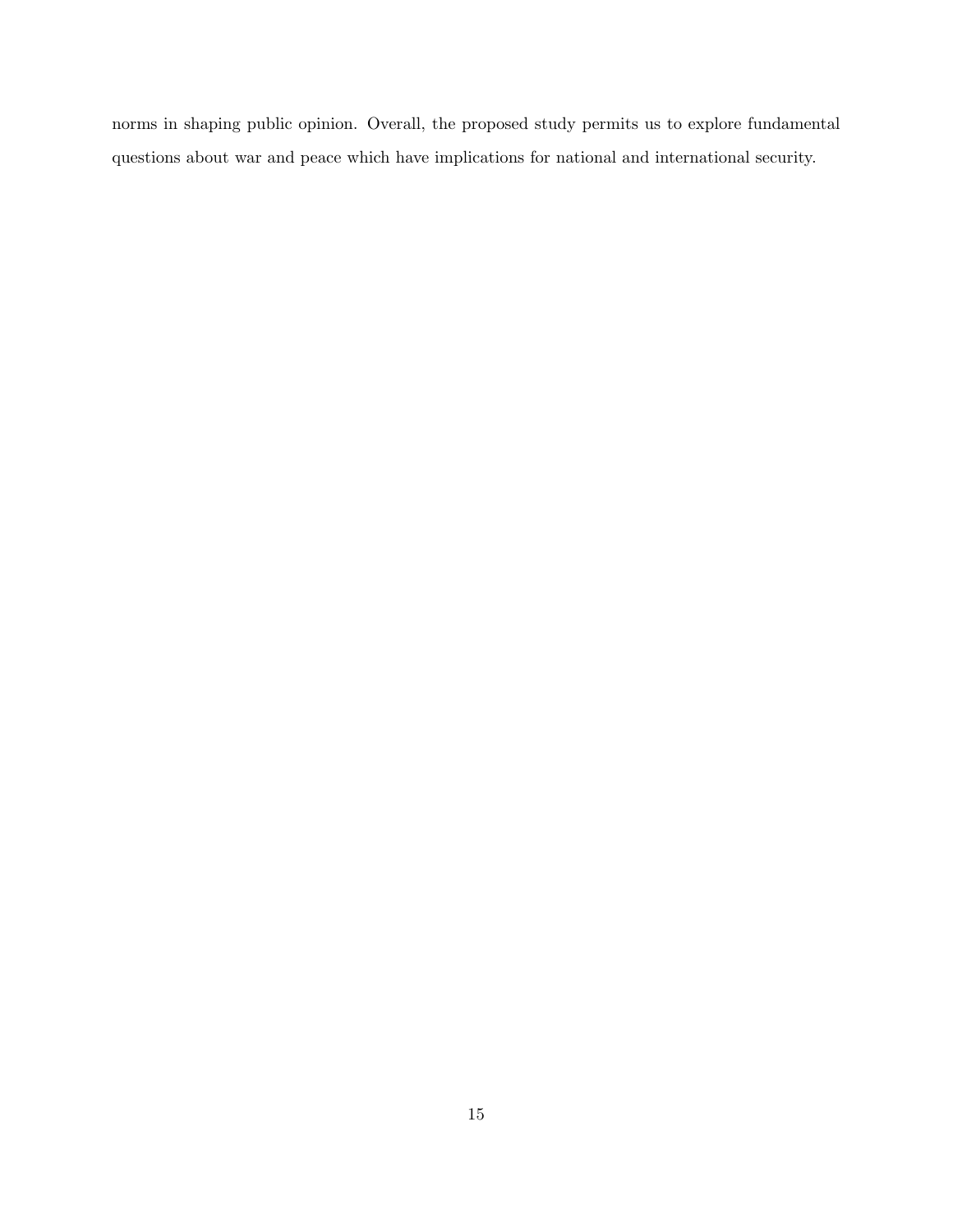norms in shaping public opinion. Overall, the proposed study permits us to explore fundamental questions about war and peace which have implications for national and international security.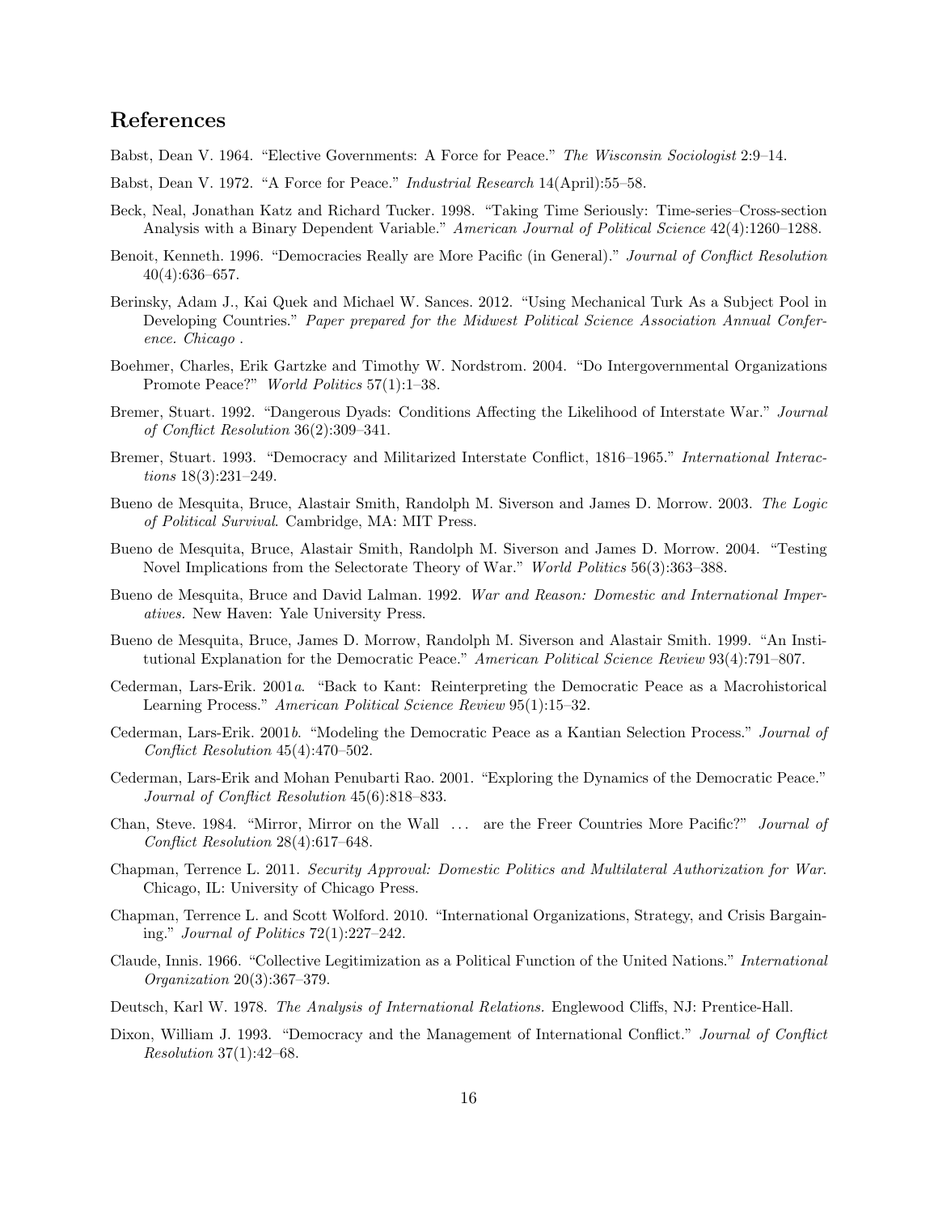## References

Babst, Dean V. 1964. "Elective Governments: A Force for Peace." *The Wisconsin Sociologist* 2:9–14.

Babst, Dean V. 1972. "A Force for Peace." *Industrial Research* 14(April):55–58.

Beck, Neal, Jonathan Katz and Richard Tucker. 1998. "Taking Time Seriously: Time-series–Cross-section Analysis with a Binary Dependent Variable." *American Journal of Political Science* 42(4):1260–1288.

Benoit, Kenneth. 1996. "Democracies Really are More Pacific (in General)." *Journal of Conflict Resolution* 40(4):636–657.

Berinsky, Adam J., Kai Quek and Michael W. Sances. 2012. "Using Mechanical Turk As a Subject Pool in Developing Countries." *Paper prepared for the Midwest Political Science Association Annual Conference. Chicago* .

Boehmer, Charles, Erik Gartzke and Timothy W. Nordstrom. 2004. "Do Intergovernmental Organizations Promote Peace?" *World Politics* 57(1):1–38.

Bremer, Stuart. 1992. "Dangerous Dyads: Conditions Affecting the Likelihood of Interstate War." *Journal of Conflict Resolution* 36(2):309–341.

Bremer, Stuart. 1993. "Democracy and Militarized Interstate Conflict, 1816–1965." *International Interactions* 18(3):231–249.

Bueno de Mesquita, Bruce, Alastair Smith, Randolph M. Siverson and James D. Morrow. 2003. *The Logic of Political Survival*. Cambridge, MA: MIT Press.

Bueno de Mesquita, Bruce, Alastair Smith, Randolph M. Siverson and James D. Morrow. 2004. "Testing Novel Implications from the Selectorate Theory of War." *World Politics* 56(3):363–388.

Bueno de Mesquita, Bruce and David Lalman. 1992. *War and Reason: Domestic and International Imperatives.* New Haven: Yale University Press.

Bueno de Mesquita, Bruce, James D. Morrow, Randolph M. Siverson and Alastair Smith. 1999. "An Institutional Explanation for the Democratic Peace." *American Political Science Review* 93(4):791–807.

Cederman, Lars-Erik. 2001*a*. "Back to Kant: Reinterpreting the Democratic Peace as a Macrohistorical Learning Process." *American Political Science Review* 95(1):15–32.

Cederman, Lars-Erik. 2001*b*. "Modeling the Democratic Peace as a Kantian Selection Process." *Journal of Conflict Resolution* 45(4):470–502.

Cederman, Lars-Erik and Mohan Penubarti Rao. 2001. "Exploring the Dynamics of the Democratic Peace." *Journal of Conflict Resolution* 45(6):818–833.

Chan, Steve. 1984. "Mirror, Mirror on the Wall ... are the Freer Countries More Pacific?" *Journal of Conflict Resolution* 28(4):617–648.

Chapman, Terrence L. 2011. *Security Approval: Domestic Politics and Multilateral Authorization for War*. Chicago, IL: University of Chicago Press.

Chapman, Terrence L. and Scott Wolford. 2010. "International Organizations, Strategy, and Crisis Bargaining." *Journal of Politics* 72(1):227–242.

Claude, Innis. 1966. "Collective Legitimization as a Political Function of the United Nations." *International Organization* 20(3):367–379.

Deutsch, Karl W. 1978. *The Analysis of International Relations.* Englewood Cliffs, NJ: Prentice-Hall.

Dixon, William J. 1993. "Democracy and the Management of International Conflict." *Journal of Conflict Resolution* 37(1):42–68.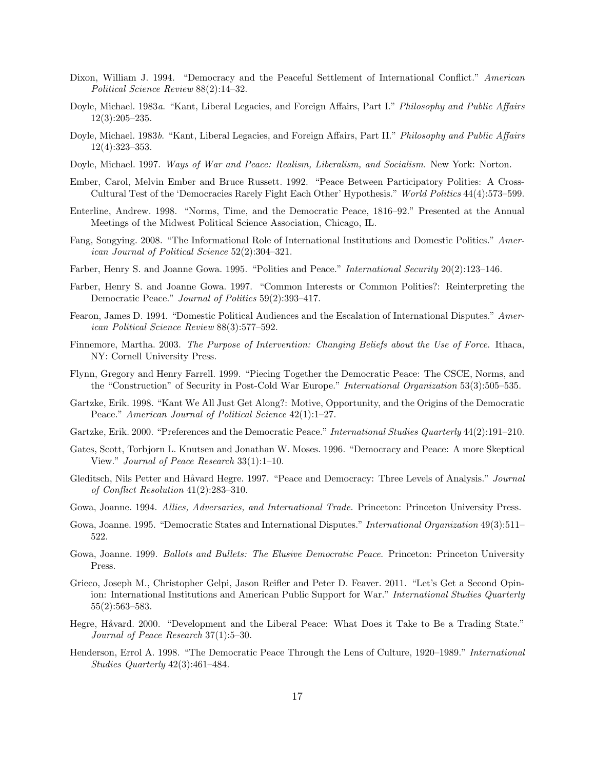Dixon, William J. 1994. "Democracy and the Peaceful Settlement of International Conflict." *American Political Science Review* 88(2):14–32.

Doyle, Michael. 1983*a*. "Kant, Liberal Legacies, and Foreign Affairs, Part I." *Philosophy and Public Affairs* 12(3):205–235.

Doyle, Michael. 1983*b*. "Kant, Liberal Legacies, and Foreign Affairs, Part II." *Philosophy and Public Affairs* 12(4):323–353.

Doyle, Michael. 1997. *Ways of War and Peace: Realism, Liberalism, and Socialism.* New York: Norton.

Ember, Carol, Melvin Ember and Bruce Russett. 1992. "Peace Between Participatory Polities: A Cross-Cultural Test of the 'Democracies Rarely Fight Each Other' Hypothesis." *World Politics* 44(4):573–599.

Enterline, Andrew. 1998. "Norms, Time, and the Democratic Peace, 1816–92." Presented at the Annual Meetings of the Midwest Political Science Association, Chicago, IL.

Fang, Songying. 2008. "The Informational Role of International Institutions and Domestic Politics." *American Journal of Political Science* 52(2):304–321.

Farber, Henry S. and Joanne Gowa. 1995. "Polities and Peace." *International Security* 20(2):123–146.

Farber, Henry S. and Joanne Gowa. 1997. "Common Interests or Common Polities?: Reinterpreting the Democratic Peace." *Journal of Politics* 59(2):393–417.

Fearon, James D. 1994. "Domestic Political Audiences and the Escalation of International Disputes." *American Political Science Review* 88(3):577–592.

Finnemore, Martha. 2003. *The Purpose of Intervention: Changing Beliefs about the Use of Force.* Ithaca, NY: Cornell University Press.

Flynn, Gregory and Henry Farrell. 1999. "Piecing Together the Democratic Peace: The CSCE, Norms, and the "Construction" of Security in Post-Cold War Europe." *International Organization* 53(3):505–535.

Gartzke, Erik. 1998. "Kant We All Just Get Along?: Motive, Opportunity, and the Origins of the Democratic Peace." *American Journal of Political Science* 42(1):1–27.

Gartzke, Erik. 2000. "Preferences and the Democratic Peace." *International Studies Quarterly* 44(2):191–210.

Gates, Scott, Torbjorn L. Knutsen and Jonathan W. Moses. 1996. "Democracy and Peace: A more Skeptical View." *Journal of Peace Research* 33(1):1–10.

Gleditsch, Nils Petter and Håvard Hegre. 1997. "Peace and Democracy: Three Levels of Analysis." *Journal of Conflict Resolution* 41(2):283–310.

Gowa, Joanne. 1994. *Allies, Adversaries, and International Trade.* Princeton: Princeton University Press.

Gowa, Joanne. 1995. "Democratic States and International Disputes." *International Organization* 49(3):511–522.

Gowa, Joanne. 1999. *Ballots and Bullets: The Elusive Democratic Peace.* Princeton: Princeton University Press.

Grieco, Joseph M., Christopher Gelpi, Jason Reifler and Peter D. Feaver. 2011. "Let's Get a Second Opinion: International Institutions and American Public Support for War." *International Studies Quarterly* 55(2):563–583.

Hegre, Håvard. 2000. "Development and the Liberal Peace: What Does it Take to Be a Trading State." *Journal of Peace Research* 37(1):5–30.

Henderson, Errol A. 1998. "The Democratic Peace Through the Lens of Culture, 1920–1989." *International Studies Quarterly* 42(3):461–484.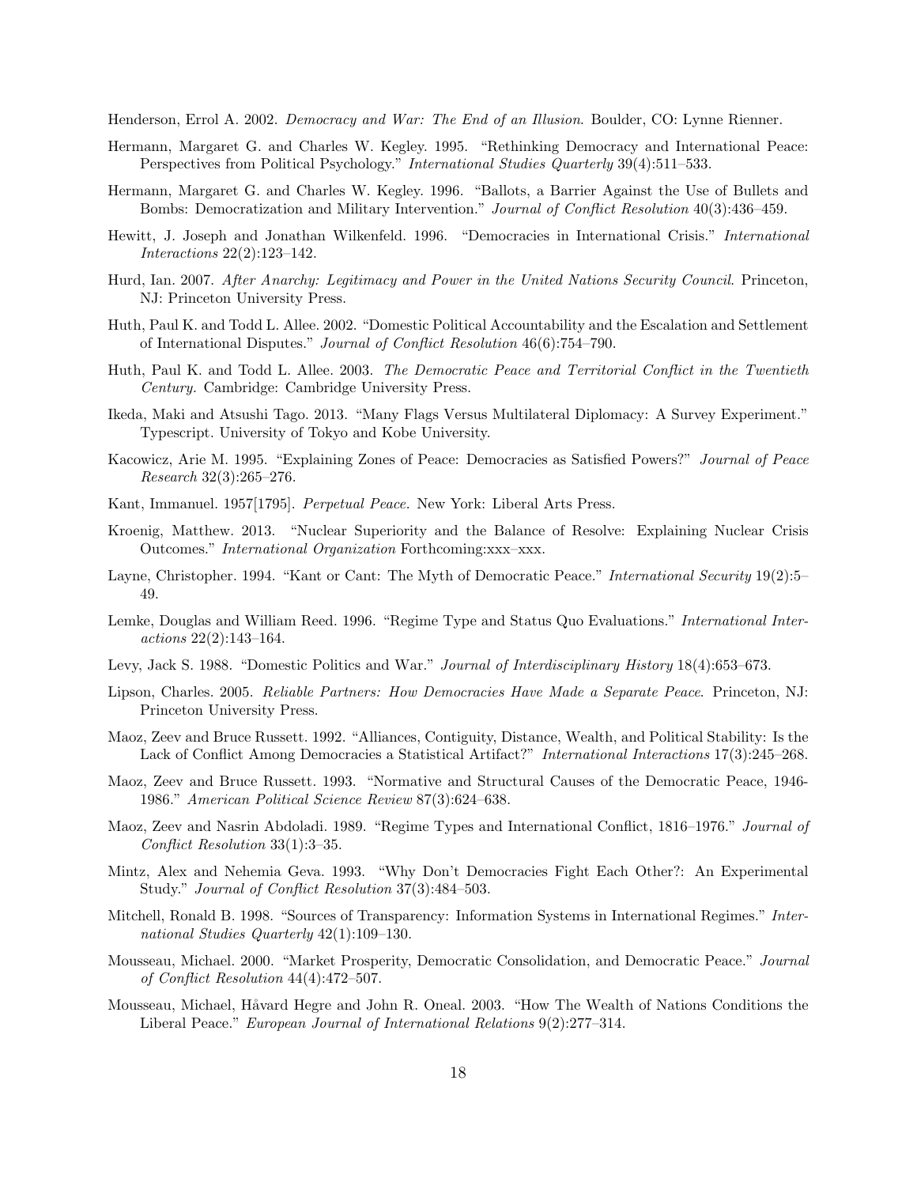Henderson, Errol A. 2002. *Democracy and War: The End of an Illusion*. Boulder, CO: Lynne Rienner.

Hermann, Margaret G. and Charles W. Kegley. 1995. "Rethinking Democracy and International Peace: Perspectives from Political Psychology." *International Studies Quarterly* 39(4):511–533.

Hermann, Margaret G. and Charles W. Kegley. 1996. "Ballots, a Barrier Against the Use of Bullets and Bombs: Democratization and Military Intervention." *Journal of Conflict Resolution* 40(3):436–459.

Hewitt, J. Joseph and Jonathan Wilkenfeld. 1996. "Democracies in International Crisis." *International Interactions* 22(2):123–142.

Hurd, Ian. 2007. *After Anarchy: Legitimacy and Power in the United Nations Security Council*. Princeton, NJ: Princeton University Press.

Huth, Paul K. and Todd L. Allee. 2002. "Domestic Political Accountability and the Escalation and Settlement of International Disputes." *Journal of Conflict Resolution* 46(6):754–790.

Huth, Paul K. and Todd L. Allee. 2003. *The Democratic Peace and Territorial Conflict in the Twentieth Century*. Cambridge: Cambridge University Press.

Ikeda, Maki and Atsushi Tago. 2013. "Many Flags Versus Multilateral Diplomacy: A Survey Experiment." Typescript. University of Tokyo and Kobe University.

Kacowicz, Arie M. 1995. "Explaining Zones of Peace: Democracies as Satisfied Powers?" *Journal of Peace Research* 32(3):265–276.

Kant, Immanuel. 1957[1795]. *Perpetual Peace.* New York: Liberal Arts Press.

Kroenig, Matthew. 2013. "Nuclear Superiority and the Balance of Resolve: Explaining Nuclear Crisis Outcomes." *International Organization* Forthcoming:xxx–xxx.

Layne, Christopher. 1994. "Kant or Cant: The Myth of Democratic Peace." *International Security* 19(2):5–49.

Lemke, Douglas and William Reed. 1996. "Regime Type and Status Quo Evaluations." *International Interactions* 22(2):143–164.

Levy, Jack S. 1988. "Domestic Politics and War." *Journal of Interdisciplinary History* 18(4):653–673.

Lipson, Charles. 2005. *Reliable Partners: How Democracies Have Made a Separate Peace*. Princeton, NJ: Princeton University Press.

Maoz, Zeev and Bruce Russett. 1992. "Alliances, Contiguity, Distance, Wealth, and Political Stability: Is the Lack of Conflict Among Democracies a Statistical Artifact?" *International Interactions* 17(3):245–268.

Maoz, Zeev and Bruce Russett. 1993. "Normative and Structural Causes of the Democratic Peace, 1946-1986." *American Political Science Review* 87(3):624–638.

Maoz, Zeev and Nasrin Abdoladi. 1989. "Regime Types and International Conflict, 1816–1976." *Journal of Conflict Resolution* 33(1):3–35.

Mintz, Alex and Nehemia Geva. 1993. "Why Don't Democracies Fight Each Other?: An Experimental Study." *Journal of Conflict Resolution* 37(3):484–503.

Mitchell, Ronald B. 1998. "Sources of Transparency: Information Systems in International Regimes." *International Studies Quarterly* 42(1):109–130.

Mousseau, Michael. 2000. "Market Prosperity, Democratic Consolidation, and Democratic Peace." *Journal of Conflict Resolution* 44(4):472–507.

Mousseau, Michael, Håvard Hegre and John R. Oneal. 2003. "How The Wealth of Nations Conditions the Liberal Peace." *European Journal of International Relations* 9(2):277–314.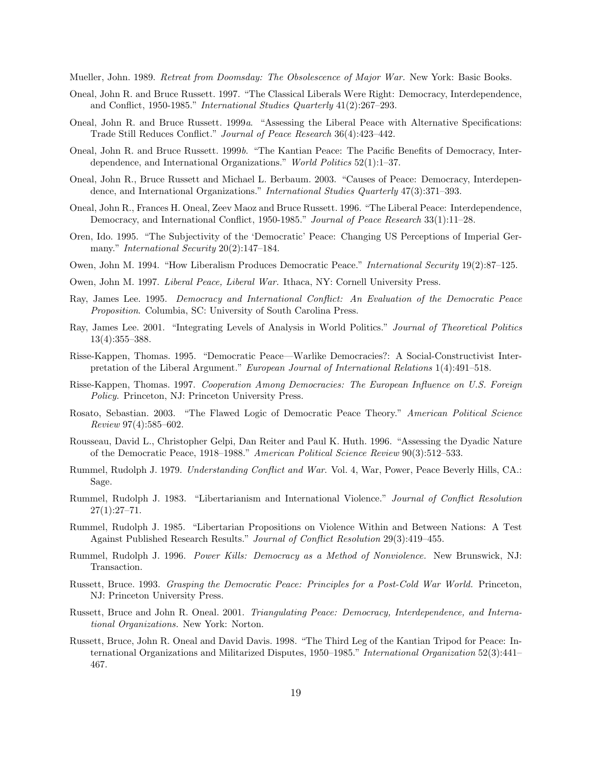Mueller, John. 1989. *Retreat from Doomsday: The Obsolescence of Major War.* New York: Basic Books.

Oneal, John R. and Bruce Russett. 1997. "The Classical Liberals Were Right: Democracy, Interdependence, and Conflict, 1950-1985." *International Studies Quarterly* 41(2):267–293.

Oneal, John R. and Bruce Russett. 1999*a*. "Assessing the Liberal Peace with Alternative Specifications: Trade Still Reduces Conflict." *Journal of Peace Research* 36(4):423–442.

Oneal, John R. and Bruce Russett. 1999*b*. "The Kantian Peace: The Pacific Benefits of Democracy, Interdependence, and International Organizations." *World Politics* 52(1):1–37.

Oneal, John R., Bruce Russett and Michael L. Berbaum. 2003. "Causes of Peace: Democracy, Interdependence, and International Organizations." *International Studies Quarterly* 47(3):371–393.

Oneal, John R., Frances H. Oneal, Zeev Maoz and Bruce Russett. 1996. "The Liberal Peace: Interdependence, Democracy, and International Conflict, 1950-1985." *Journal of Peace Research* 33(1):11–28.

Oren, Ido. 1995. "The Subjectivity of the 'Democratic' Peace: Changing US Perceptions of Imperial Germany." *International Security* 20(2):147–184.

Owen, John M. 1994. "How Liberalism Produces Democratic Peace." *International Security* 19(2):87–125.

Owen, John M. 1997. *Liberal Peace, Liberal War.* Ithaca, NY: Cornell University Press.

Ray, James Lee. 1995. *Democracy and International Conflict: An Evaluation of the Democratic Peace Proposition*. Columbia, SC: University of South Carolina Press.

Ray, James Lee. 2001. "Integrating Levels of Analysis in World Politics." *Journal of Theoretical Politics* 13(4):355–388.

Risse-Kappen, Thomas. 1995. "Democratic Peace—Warlike Democracies?: A Social-Constructivist Interpretation of the Liberal Argument." *European Journal of International Relations* 1(4):491–518.

Risse-Kappen, Thomas. 1997. *Cooperation Among Democracies: The European Influence on U.S. Foreign Policy.* Princeton, NJ: Princeton University Press.

Rosato, Sebastian. 2003. "The Flawed Logic of Democratic Peace Theory." *American Political Science Review* 97(4):585–602.

Rousseau, David L., Christopher Gelpi, Dan Reiter and Paul K. Huth. 1996. "Assessing the Dyadic Nature of the Democratic Peace, 1918–1988." *American Political Science Review* 90(3):512–533.

Rummel, Rudolph J. 1979. *Understanding Conflict and War.* Vol. 4, War, Power, Peace Beverly Hills, CA.: Sage.

Rummel, Rudolph J. 1983. "Libertarianism and International Violence." *Journal of Conflict Resolution* 27(1):27–71.

Rummel, Rudolph J. 1985. "Libertarian Propositions on Violence Within and Between Nations: A Test Against Published Research Results." *Journal of Conflict Resolution* 29(3):419–455.

Rummel, Rudolph J. 1996. *Power Kills: Democracy as a Method of Nonviolence.* New Brunswick, NJ: Transaction.

Russett, Bruce. 1993. *Grasping the Democratic Peace: Principles for a Post-Cold War World.* Princeton, NJ: Princeton University Press.

Russett, Bruce and John R. Oneal. 2001. *Triangulating Peace: Democracy, Interdependence, and International Organizations.* New York: Norton.

Russett, Bruce, John R. Oneal and David Davis. 1998. "The Third Leg of the Kantian Tripod for Peace: International Organizations and Militarized Disputes, 1950–1985." *International Organization* 52(3):441–467.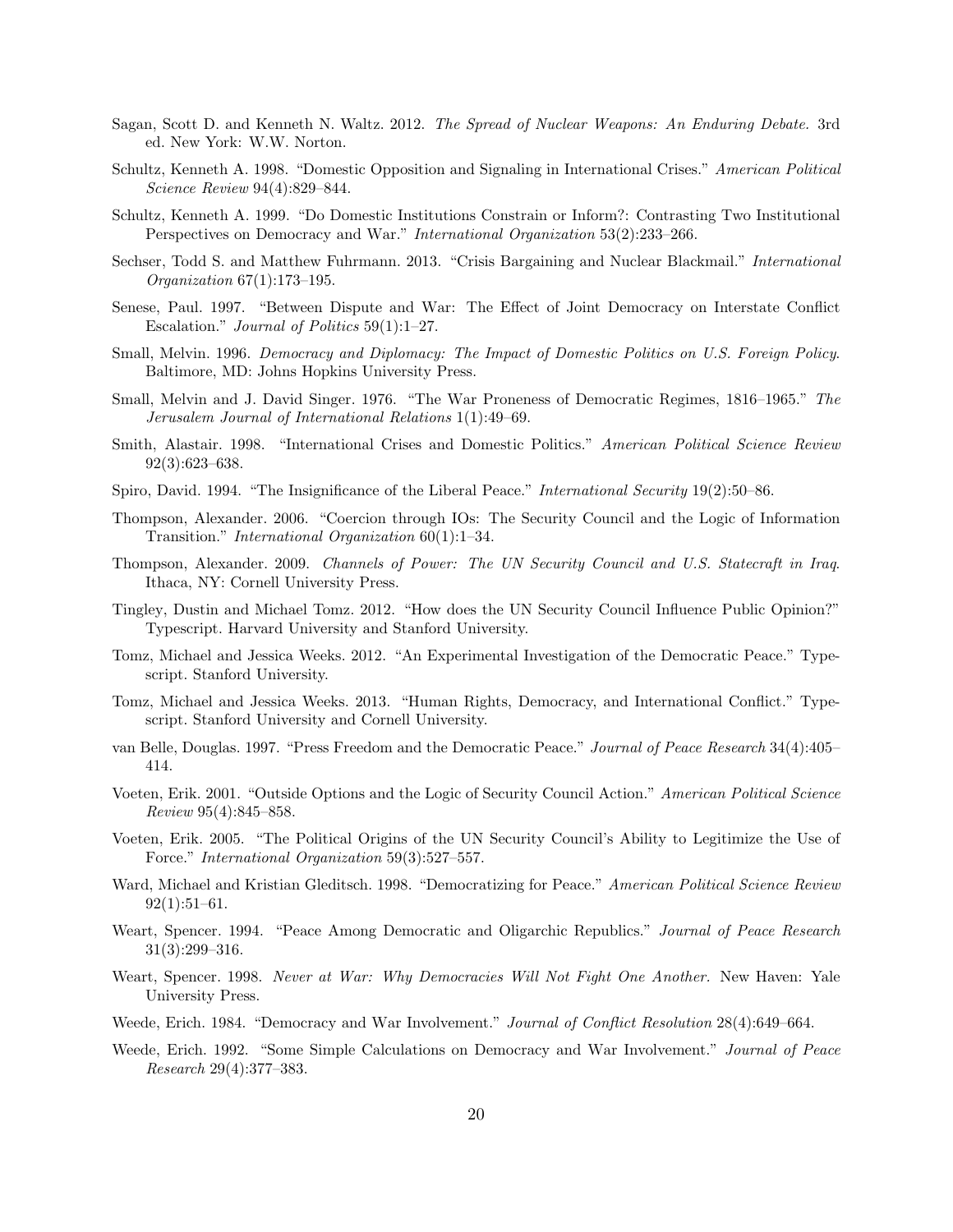Sagan, Scott D. and Kenneth N. Waltz. 2012. *The Spread of Nuclear Weapons: An Enduring Debate.* 3rd ed. New York: W.W. Norton.

Schultz, Kenneth A. 1998. "Domestic Opposition and Signaling in International Crises." *American Political Science Review* 94(4):829–844.

Schultz, Kenneth A. 1999. "Do Domestic Institutions Constrain or Inform?: Contrasting Two Institutional Perspectives on Democracy and War." *International Organization* 53(2):233–266.

Sechser, Todd S. and Matthew Fuhrmann. 2013. "Crisis Bargaining and Nuclear Blackmail." *International Organization* 67(1):173–195.

Senese, Paul. 1997. "Between Dispute and War: The Effect of Joint Democracy on Interstate Conflict Escalation." *Journal of Politics* 59(1):1–27.

Small, Melvin. 1996. *Democracy and Diplomacy: The Impact of Domestic Politics on U.S. Foreign Policy*. Baltimore, MD: Johns Hopkins University Press.

Small, Melvin and J. David Singer. 1976. "The War Proneness of Democratic Regimes, 1816–1965." *The Jerusalem Journal of International Relations* 1(1):49–69.

Smith, Alastair. 1998. "International Crises and Domestic Politics." *American Political Science Review* 92(3):623–638.

Spiro, David. 1994. "The Insignificance of the Liberal Peace." *International Security* 19(2):50–86.

Thompson, Alexander. 2006. "Coercion through IOs: The Security Council and the Logic of Information Transition." *International Organization* 60(1):1–34.

Thompson, Alexander. 2009. *Channels of Power: The UN Security Council and U.S. Statecraft in Iraq*. Ithaca, NY: Cornell University Press.

Tingley, Dustin and Michael Tomz. 2012. "How does the UN Security Council Influence Public Opinion?" Typescript. Harvard University and Stanford University.

Tomz, Michael and Jessica Weeks. 2012. "An Experimental Investigation of the Democratic Peace." Typescript. Stanford University.

Tomz, Michael and Jessica Weeks. 2013. "Human Rights, Democracy, and International Conflict." Typescript. Stanford University and Cornell University.

van Belle, Douglas. 1997. "Press Freedom and the Democratic Peace." *Journal of Peace Research* 34(4):405–414.

Voeten, Erik. 2001. "Outside Options and the Logic of Security Council Action." *American Political Science Review* 95(4):845–858.

Voeten, Erik. 2005. "The Political Origins of the UN Security Council's Ability to Legitimize the Use of Force." *International Organization* 59(3):527–557.

Ward, Michael and Kristian Gleditsch. 1998. "Democratizing for Peace." *American Political Science Review* 92(1):51–61.

Weart, Spencer. 1994. "Peace Among Democratic and Oligarchic Republics." *Journal of Peace Research* 31(3):299–316.

Weart, Spencer. 1998. *Never at War: Why Democracies Will Not Fight One Another.* New Haven: Yale University Press.

Weede, Erich. 1984. "Democracy and War Involvement." *Journal of Conflict Resolution* 28(4):649–664.

Weede, Erich. 1992. "Some Simple Calculations on Democracy and War Involvement." *Journal of Peace Research* 29(4):377–383.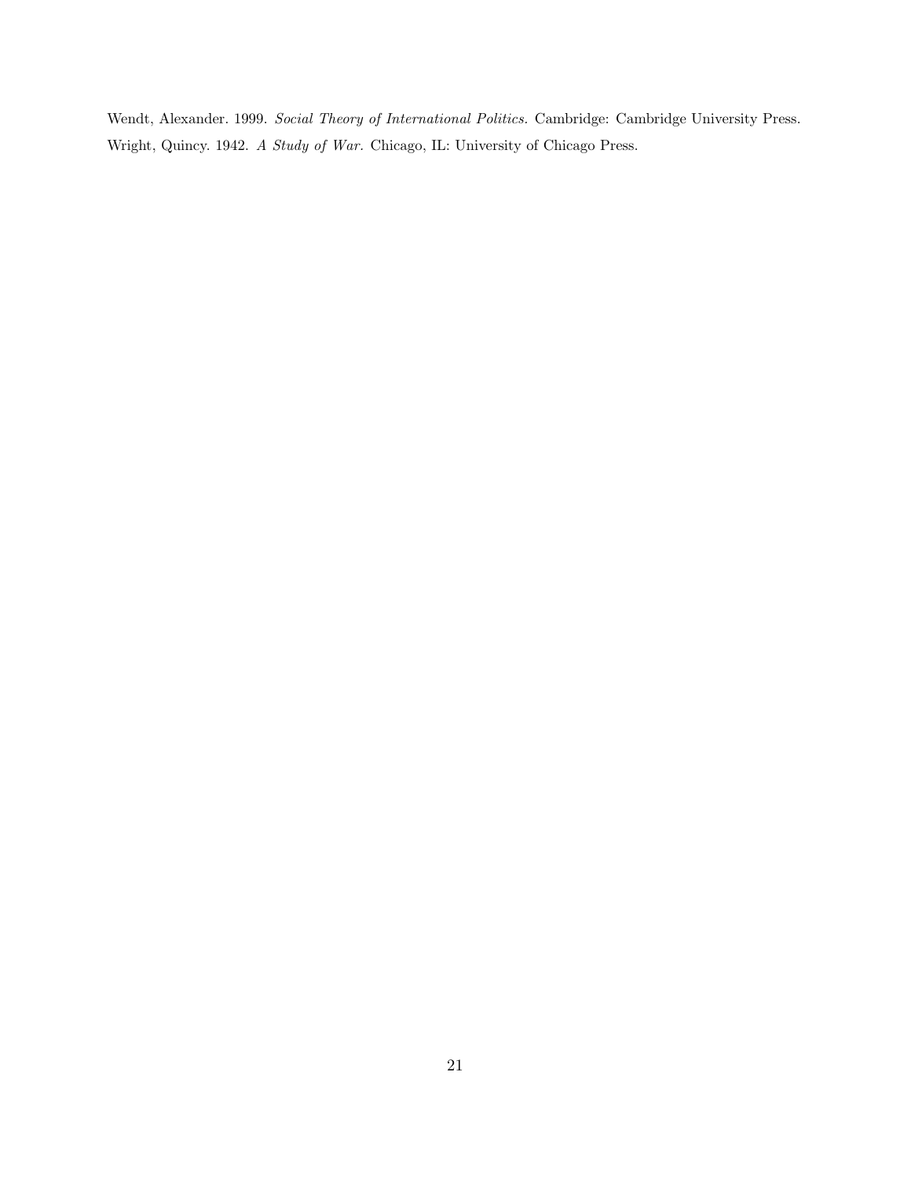Wendt, Alexander. 1999. *Social Theory of International Politics.* Cambridge: Cambridge University Press.

Wright, Quincy. 1942. *A Study of War.* Chicago, IL: University of Chicago Press.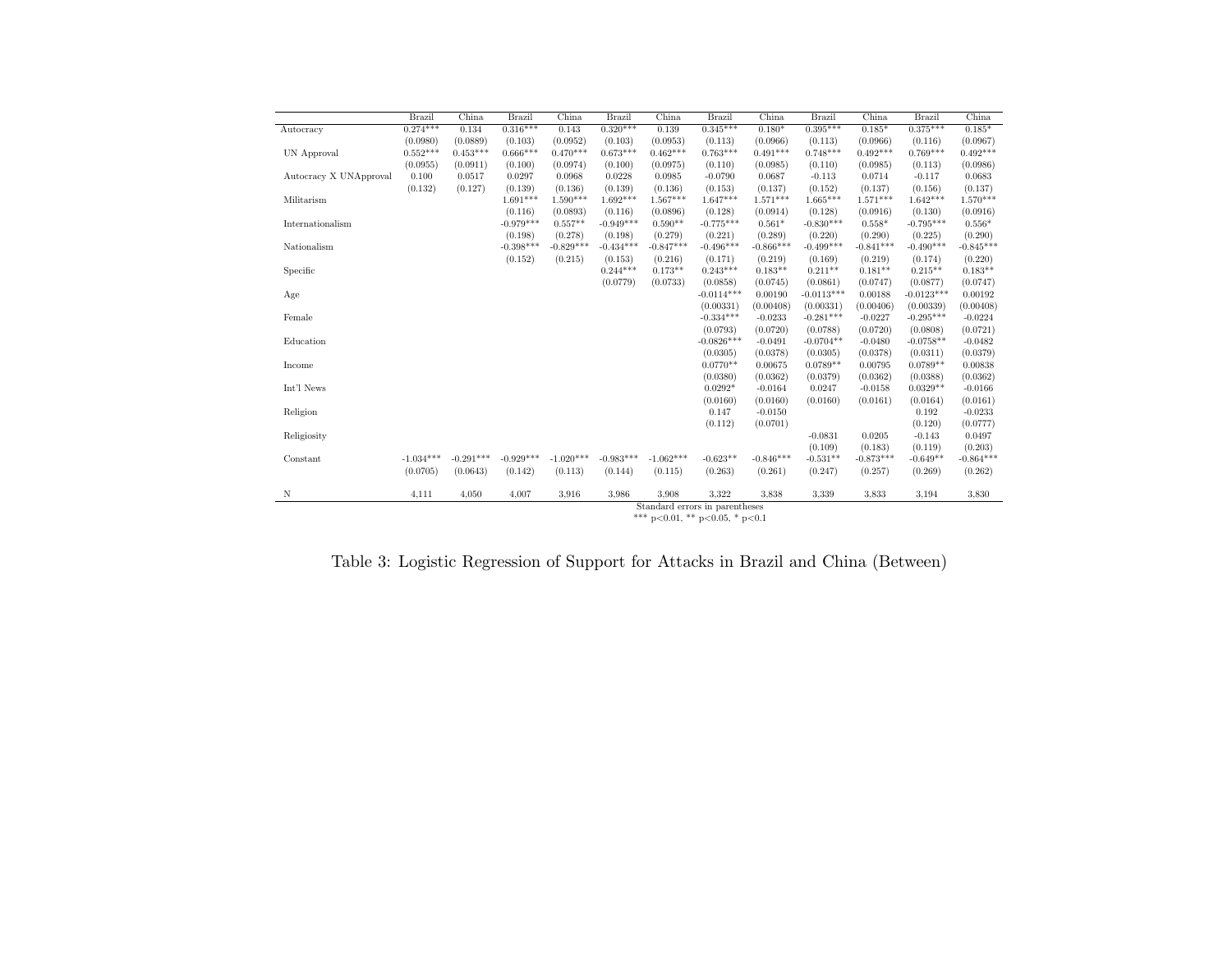| | Brazil | China | Brazil | China | Brazil | China | Brazil | China | Brazil | China | Brazil | China |
|---|---|---|---|---|---|---|---|---|---|---|---|---|
| Autocracy | 0.274*** | 0.134 | 0.316*** | 0.143 | 0.320*** | 0.139 | 0.345*** | 0.180* | 0.395*** | 0.185* | 0.375*** | 0.185* |
| | (0.0980) | (0.0889) | (0.103) | (0.0952) | (0.103) | (0.0953) | (0.113) | (0.0966) | (0.113) | (0.0966) | (0.116) | (0.0967) |
| UN Approval | 0.552*** | 0.453*** | 0.666*** | 0.470*** | 0.673*** | 0.462*** | 0.763*** | 0.491*** | 0.748*** | 0.492*** | 0.769*** | 0.492*** |
| | (0.0955) | (0.0911) | (0.100) | (0.0974) | (0.100) | (0.0975) | (0.110) | (0.0985) | (0.110) | (0.0985) | (0.113) | (0.0986) |
| Autocracy X UNApproval | 0.100 | 0.0517 | 0.0297 | 0.0968 | 0.0228 | 0.0985 | -0.0790 | 0.0687 | -0.113 | 0.0714 | -0.117 | 0.0683 |
| | (0.132) | (0.127) | (0.139) | (0.136) | (0.139) | (0.136) | (0.153) | (0.137) | (0.152) | (0.137) | (0.156) | (0.137) |
| Militarism | | | 1.691*** | 1.590*** | 1.692*** | 1.567*** | 1.647*** | 1.571*** | 1.665*** | 1.571*** | 1.642*** | 1.570*** |
| | | | (0.116) | (0.0893) | (0.116) | (0.0896) | (0.128) | (0.0914) | (0.128) | (0.0916) | (0.130) | (0.0916) |
| Internationalism | | | -0.979*** | 0.557** | -0.949*** | 0.590** | -0.775*** | 0.561* | -0.830*** | 0.558* | -0.795*** | 0.556* |
| | | | (0.198) | (0.278) | (0.198) | (0.279) | (0.221) | (0.289) | (0.220) | (0.290) | (0.225) | (0.290) |
| Nationalism | | | -0.398*** | -0.829*** | -0.434*** | -0.847*** | -0.496*** | -0.866*** | -0.499*** | -0.841*** | -0.490*** | -0.845*** |
| | | | (0.152) | (0.215) | (0.153) | (0.216) | (0.171) | (0.219) | (0.169) | (0.219) | (0.174) | (0.220) |
| Specific | | | | | 0.244*** | 0.173** | 0.243*** | 0.183** | 0.211** | 0.181** | 0.215** | 0.183** |
| | | | | | (0.0779) | (0.0733) | (0.0858) | (0.0745) | (0.0861) | (0.0747) | (0.0877) | (0.0747) |
| Age | | | | | | | -0.0114*** | 0.00190 | -0.0113*** | 0.00188 | -0.0123*** | 0.00192 |
| | | | | | | | (0.00331) | (0.00408) | (0.00331) | (0.00406) | (0.00339) | (0.00408) |
| Female | | | | | | | -0.334*** | -0.0233 | -0.281*** | -0.0227 | -0.295*** | -0.0224 |
| | | | | | | | (0.0793) | (0.0720) | (0.0788) | (0.0720) | (0.0808) | (0.0721) |
| Education | | | | | | | -0.0826*** | -0.0491 | -0.0704** | -0.0480 | -0.0758** | -0.0482 |
| | | | | | | | (0.0305) | (0.0378) | (0.0305) | (0.0378) | (0.0311) | (0.0379) |
| Income | | | | | | | 0.0770** | 0.00675 | 0.0789** | 0.00795 | 0.0789** | 0.00838 |
| | | | | | | | (0.0380) | (0.0362) | (0.0379) | (0.0362) | (0.0388) | (0.0362) |
| Int'l News | | | | | | | 0.0292* | -0.0164 | 0.0247 | -0.0158 | 0.0329** | -0.0166 |
| | | | | | | | (0.0160) | (0.0160) | (0.0160) | (0.0161) | (0.0164) | (0.0161) |
| Religion | | | | | | | 0.147 | -0.0150 | | | 0.192 | -0.0233 |
| | | | | | | | (0.112) | (0.0701) | | | (0.120) | (0.0777) |
| Religiosity | | | | | | | | | -0.0831 | 0.0205 | -0.143 | 0.0497 |
| | | | | | | | | | (0.109) | (0.183) | (0.119) | (0.203) |
| Constant | -1.034*** | -0.291*** | -0.929*** | -1.020*** | -0.983*** | -1.062*** | -0.623** | -0.846*** | -0.531** | -0.873*** | -0.649** | -0.864*** |
| | (0.0705) | (0.0643) | (0.142) | (0.113) | (0.144) | (0.115) | (0.263) | (0.261) | (0.247) | (0.257) | (0.269) | (0.262) |
| N | 4,111 | 4,050 | 4,007 | 3,916 | 3,986 | 3,908 | 3,322 | 3,838 | 3,339 | 3,833 | 3,194 | 3,830 |

Standard errors in parentheses
*** p<0.01, ** p<0.05, * p<0.1

Table 3: Logistic Regression of Support for Attacks in Brazil and China (Between)